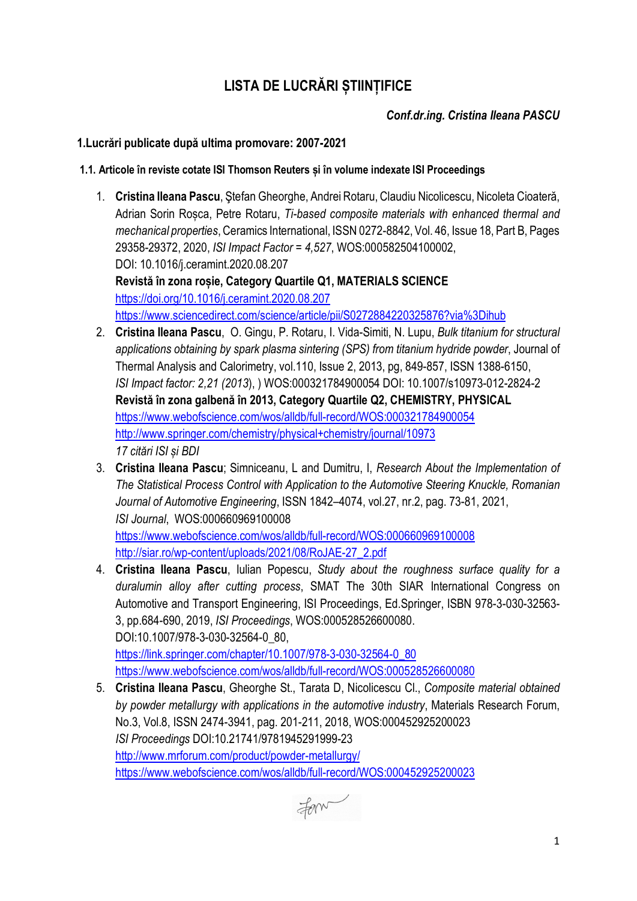# LISTA DE LUCRĂRI ȘTIINȚIFICE

***Conf.dr.ing. Cristina Ileana PASCU***

## 1.Lucrări publicate după ultima promovare: 2007-2021

### 1.1. Articole în reviste cotate ISI Thomson Reuters și în volume indexate ISI Proceedings

1. **Cristina Ileana Pascu**, Ştefan Gheorghe, Andrei Rotaru, Claudiu Nicolicescu, Nicoleta Cioateră, Adrian Sorin Roșca, Petre Rotaru, *Ti-based composite materials with enhanced thermal and mechanical properties*, Ceramics International, ISSN 0272-8842, Vol. 46, Issue 18, Part B, Pages 29358-29372, 2020, *ISI Impact Factor = 4,527*, WOS:000582504100002,
   DOI: 10.1016/j.ceramint.2020.08.207
   **Revistă în zona roșie, Category Quartile Q1, MATERIALS SCIENCE**
   https://doi.org/10.1016/j.ceramint.2020.08.207
   https://www.sciencedirect.com/science/article/pii/S0272884220325876?via%3Dihub
2. **Cristina Ileana Pascu**, O. Gingu, P. Rotaru, I. Vida-Simiti, N. Lupu, *Bulk titanium for structural applications obtaining by spark plasma sintering (SPS) from titanium hydride powder*, Journal of Thermal Analysis and Calorimetry, vol.110, Issue 2, 2013, pg, 849-857, ISSN 1388-6150, *ISI Impact factor: 2,21 (2013*), ) WOS:000321784900054 DOI: 10.1007/s10973-012-2824-2
   **Revistă în zona galbenă în 2013, Category Quartile Q2, CHEMISTRY, PHYSICAL**
   https://www.webofscience.com/wos/alldb/full-record/WOS:000321784900054
   http://www.springer.com/chemistry/physical+chemistry/journal/10973
   *17 citări ISI și BDI*
3. **Cristina Ileana Pascu**; Simniceanu, L and Dumitru, I, *Research About the Implementation of The Statistical Process Control with Application to the Automotive Steering Knuckle, Romanian Journal of Automotive Engineering*, ISSN 1842–4074, vol.27, nr.2, pag. 73-81, 2021, *ISI Journal*, WOS:000660969100008
   https://www.webofscience.com/wos/alldb/full-record/WOS:000660969100008
   http://siar.ro/wp-content/uploads/2021/08/RoJAE-27_2.pdf
4. **Cristina Ileana Pascu**, Iulian Popescu, *Study about the roughness surface quality for a duralumin alloy after cutting process*, SMAT The 30th SIAR International Congress on Automotive and Transport Engineering, ISI Proceedings, Ed.Springer, ISBN 978-3-030-32563-3, pp.684-690, 2019, *ISI Proceedings*, WOS:000528526600080.
   DOI:10.1007/978-3-030-32564-0_80,
   https://link.springer.com/chapter/10.1007/978-3-030-32564-0_80
   https://www.webofscience.com/wos/alldb/full-record/WOS:000528526600080
5. **Cristina Ileana Pascu**, Gheorghe St., Tarata D, Nicolicescu Cl., *Composite material obtained by powder metallurgy with applications in the automotive industry*, Materials Research Forum, No.3, Vol.8, ISSN 2474-3941, pag. 201-211, 2018, WOS:000452925200023
   *ISI Proceedings* DOI:10.21741/9781945291999-23
   http://www.mrforum.com/product/powder-metallurgy/
   https://www.webofscience.com/wos/alldb/full-record/WOS:000452925200023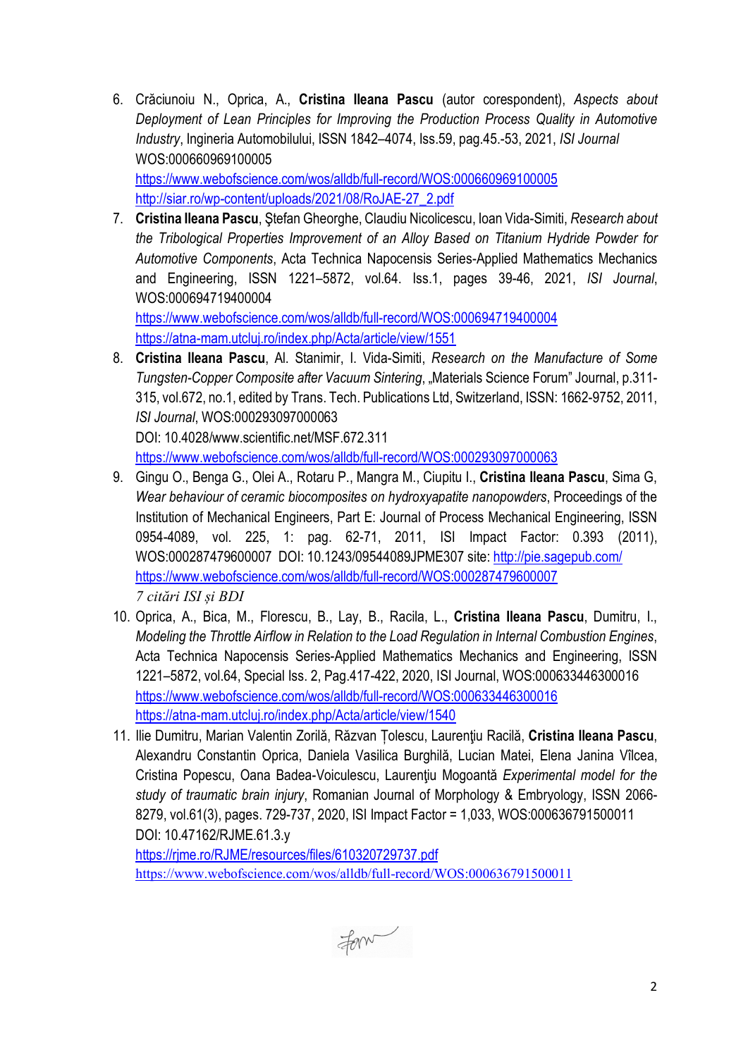6. Crăciunoiu N., Oprica, A., **Cristina Ileana Pascu** (autor corespondent), *Aspects about Deployment of Lean Principles for Improving the Production Process Quality in Automotive Industry*, Ingineria Automobilului, ISSN 1842–4074, Iss.59, pag.45.-53, 2021, *ISI Journal* WOS:000660969100005
   https://www.webofscience.com/wos/alldb/full-record/WOS:000660969100005
   http://siar.ro/wp-content/uploads/2021/08/RoJAE-27_2.pdf
7. **Cristina Ileana Pascu**, Ştefan Gheorghe, Claudiu Nicolicescu, Ioan Vida-Simiti, *Research about the Tribological Properties Improvement of an Alloy Based on Titanium Hydride Powder for Automotive Components*, Acta Technica Napocensis Series-Applied Mathematics Mechanics and Engineering, ISSN 1221–5872, vol.64. Iss.1, pages 39-46, 2021, *ISI Journal*, WOS:000694719400004
   https://www.webofscience.com/wos/alldb/full-record/WOS:000694719400004
   https://atna-mam.utcluj.ro/index.php/Acta/article/view/1551
8. **Cristina Ileana Pascu**, Al. Stanimir, I. Vida-Simiti, *Research on the Manufacture of Some Tungsten-Copper Composite after Vacuum Sintering*, „Materials Science Forum" Journal, p.311-315, vol.672, no.1, edited by Trans. Tech. Publications Ltd, Switzerland, ISSN: 1662-9752, 2011, *ISI Journal*, WOS:000293097000063
   DOI: 10.4028/www.scientific.net/MSF.672.311
   https://www.webofscience.com/wos/alldb/full-record/WOS:000293097000063
9. Gingu O., Benga G., Olei A., Rotaru P., Mangra M., Ciupitu I., **Cristina Ileana Pascu**, Sima G, *Wear behaviour of ceramic biocomposites on hydroxyapatite nanopowders*, Proceedings of the Institution of Mechanical Engineers, Part E: Journal of Process Mechanical Engineering, ISSN 0954-4089, vol. 225, 1: pag. 62-71, 2011, ISI Impact Factor: 0.393 (2011), WOS:000287479600007 DOI: 10.1243/09544089JPME307 site: http://pie.sagepub.com/
   https://www.webofscience.com/wos/alldb/full-record/WOS:000287479600007
   *7 citări ISI și BDI*
10. Oprica, A., Bica, M., Florescu, B., Lay, B., Racila, L., **Cristina Ileana Pascu**, Dumitru, I., *Modeling the Throttle Airflow in Relation to the Load Regulation in Internal Combustion Engines*, Acta Technica Napocensis Series-Applied Mathematics Mechanics and Engineering, ISSN 1221–5872, vol.64, Special Iss. 2, Pag.417-422, 2020, ISI Journal, WOS:000633446300016
    https://www.webofscience.com/wos/alldb/full-record/WOS:000633446300016
    https://atna-mam.utcluj.ro/index.php/Acta/article/view/1540
11. Ilie Dumitru, Marian Valentin Zorilă, Răzvan Ţolescu, Laurenţiu Racilă, **Cristina Ileana Pascu**, Alexandru Constantin Oprica, Daniela Vasilica Burghilă, Lucian Matei, Elena Janina Vîlcea, Cristina Popescu, Oana Badea-Voiculescu, Laurenţiu Mogoantă *Experimental model for the study of traumatic brain injury*, Romanian Journal of Morphology & Embryology, ISSN 2066-8279, vol.61(3), pages. 729-737, 2020, ISI Impact Factor = 1,033, WOS:000636791500011
    DOI: 10.47162/RJME.61.3.y
    https://rjme.ro/RJME/resources/files/610320729737.pdf
    https://www.webofscience.com/wos/alldb/full-record/WOS:000636791500011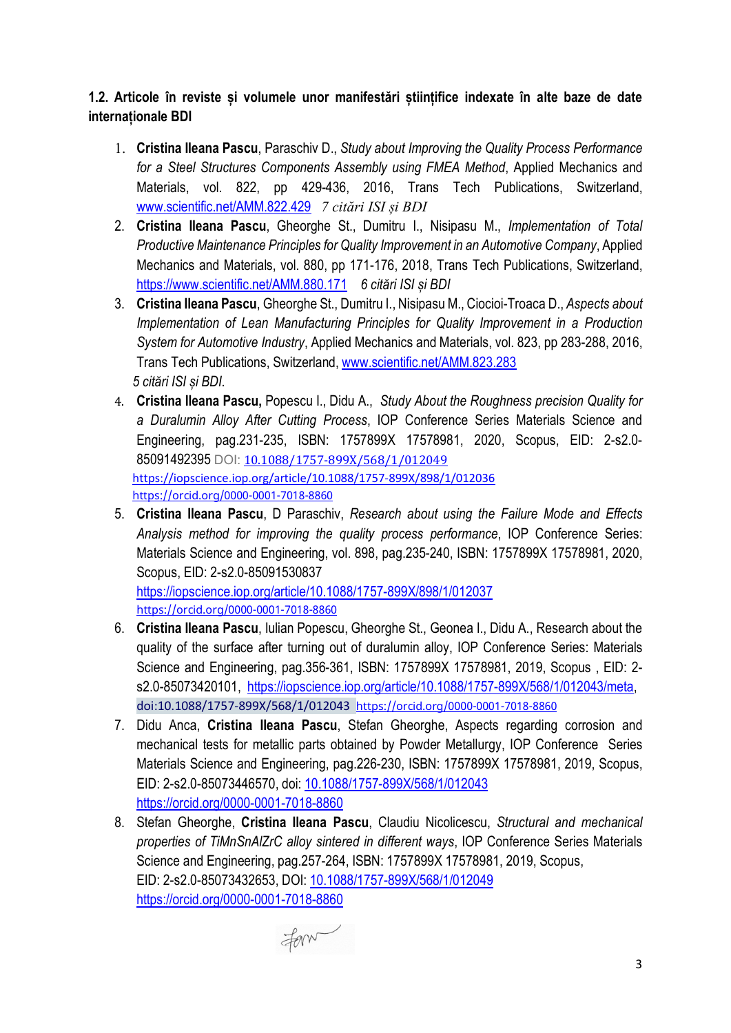**1.2. Articole în reviste și volumele unor manifestări științifice indexate în alte baze de date internaționale BDI**

1. **Cristina Ileana Pascu**, Paraschiv D., *Study about Improving the Quality Process Performance for a Steel Structures Components Assembly using FMEA Method*, Applied Mechanics and Materials, vol. 822, pp 429-436, 2016, Trans Tech Publications, Switzerland, www.scientific.net/AMM.822.429 *7 citări ISI și BDI*
2. **Cristina Ileana Pascu**, Gheorghe St., Dumitru I., Nisipasu M., *Implementation of Total Productive Maintenance Principles for Quality Improvement in an Automotive Company*, Applied Mechanics and Materials, vol. 880, pp 171-176, 2018, Trans Tech Publications, Switzerland, https://www.scientific.net/AMM.880.171 *6 citări ISI și BDI*
3. **Cristina Ileana Pascu**, Gheorghe St., Dumitru I., Nisipasu M., Ciocioi-Troaca D., *Aspects about Implementation of Lean Manufacturing Principles for Quality Improvement in a Production System for Automotive Industry*, Applied Mechanics and Materials, vol. 823, pp 283-288, 2016, Trans Tech Publications, Switzerland, www.scientific.net/AMM.823.283
   *5 citări ISI și BDI.*
4. **Cristina Ileana Pascu,** Popescu I., Didu A., *Study About the Roughness precision Quality for a Duralumin Alloy After Cutting Process*, IOP Conference Series Materials Science and Engineering, pag.231-235, ISBN: 1757899X 17578981, 2020, Scopus, EID: 2-s2.0-85091492395 DOI: 10.1088/1757-899X/568/1/012049
   https://iopscience.iop.org/article/10.1088/1757-899X/898/1/012036
   https://orcid.org/0000-0001-7018-8860
5. **Cristina Ileana Pascu**, D Paraschiv, *Research about using the Failure Mode and Effects Analysis method for improving the quality process performance*, IOP Conference Series: Materials Science and Engineering, vol. 898, pag.235-240, ISBN: 1757899X 17578981, 2020, Scopus, EID: 2-s2.0-85091530837
   https://iopscience.iop.org/article/10.1088/1757-899X/898/1/012037
   https://orcid.org/0000-0001-7018-8860
6. **Cristina Ileana Pascu**, Iulian Popescu, Gheorghe St., Geonea I., Didu A., Research about the quality of the surface after turning out of duralumin alloy, IOP Conference Series: Materials Science and Engineering, pag.356-361, ISBN: 1757899X 17578981, 2019, Scopus , EID: 2-s2.0-85073420101, https://iopscience.iop.org/article/10.1088/1757-899X/568/1/012043/meta, doi:10.1088/1757-899X/568/1/012043 https://orcid.org/0000-0001-7018-8860
7. Didu Anca, **Cristina Ileana Pascu**, Stefan Gheorghe, Aspects regarding corrosion and mechanical tests for metallic parts obtained by Powder Metallurgy, IOP Conference Series Materials Science and Engineering, pag.226-230, ISBN: 1757899X 17578981, 2019, Scopus, EID: 2-s2.0-85073446570, doi: 10.1088/1757-899X/568/1/012043
   https://orcid.org/0000-0001-7018-8860
8. Stefan Gheorghe, **Cristina Ileana Pascu**, Claudiu Nicolicescu, *Structural and mechanical properties of TiMnSnAlZrC alloy sintered in different ways*, IOP Conference Series Materials Science and Engineering, pag.257-264, ISBN: 1757899X 17578981, 2019, Scopus,
   EID: 2-s2.0-85073432653, DOI: 10.1088/1757-899X/568/1/012049
   https://orcid.org/0000-0001-7018-8860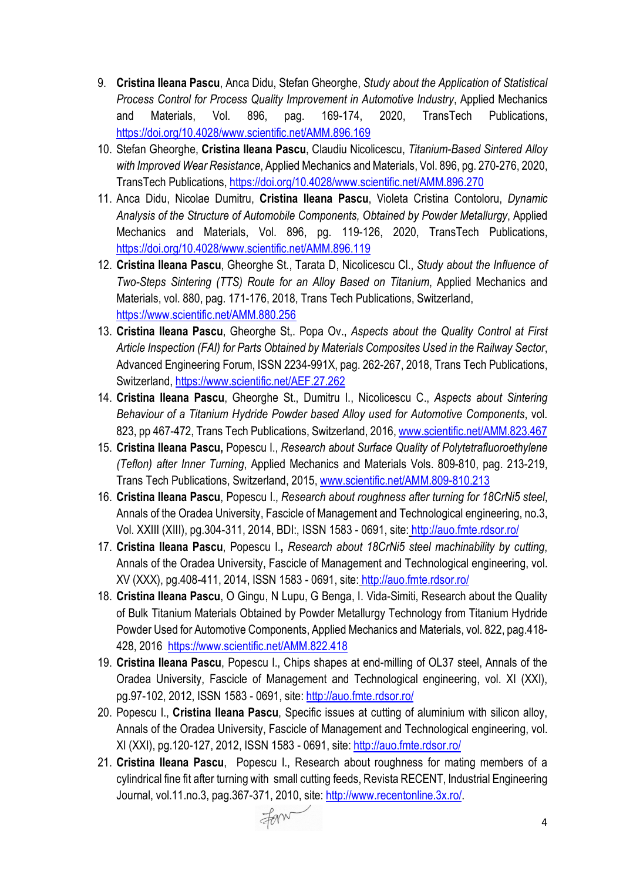9. **Cristina Ileana Pascu**, Anca Didu, Stefan Gheorghe, *Study about the Application of Statistical Process Control for Process Quality Improvement in Automotive Industry*, Applied Mechanics and Materials, Vol. 896, pag. 169-174, 2020, TransTech Publications, https://doi.org/10.4028/www.scientific.net/AMM.896.169
10. Stefan Gheorghe, **Cristina Ileana Pascu**, Claudiu Nicolicescu, *Titanium-Based Sintered Alloy with Improved Wear Resistance*, Applied Mechanics and Materials, Vol. 896, pg. 270-276, 2020, TransTech Publications, https://doi.org/10.4028/www.scientific.net/AMM.896.270
11. Anca Didu, Nicolae Dumitru, **Cristina Ileana Pascu**, Violeta Cristina Contoloru, *Dynamic Analysis of the Structure of Automobile Components, Obtained by Powder Metallurgy*, Applied Mechanics and Materials, Vol. 896, pg. 119-126, 2020, TransTech Publications, https://doi.org/10.4028/www.scientific.net/AMM.896.119
12. **Cristina Ileana Pascu**, Gheorghe St., Tarata D, Nicolicescu Cl., *Study about the Influence of Two-Steps Sintering (TTS) Route for an Alloy Based on Titanium*, Applied Mechanics and Materials, vol. 880, pag. 171-176, 2018, Trans Tech Publications, Switzerland, https://www.scientific.net/AMM.880.256
13. **Cristina Ileana Pascu**, Gheorghe St,. Popa Ov., *Aspects about the Quality Control at First Article Inspection (FAI) for Parts Obtained by Materials Composites Used in the Railway Sector*, Advanced Engineering Forum, ISSN 2234-991X, pag. 262-267, 2018, Trans Tech Publications, Switzerland, https://www.scientific.net/AEF.27.262
14. **Cristina Ileana Pascu**, Gheorghe St., Dumitru I., Nicolicescu C., *Aspects about Sintering Behaviour of a Titanium Hydride Powder based Alloy used for Automotive Components*, vol. 823, pp 467-472, Trans Tech Publications, Switzerland, 2016, www.scientific.net/AMM.823.467
15. **Cristina Ileana Pascu,** Popescu I., *Research about Surface Quality of Polytetrafluoroethylene (Teflon) after Inner Turning*, Applied Mechanics and Materials Vols. 809-810, pag. 213-219, Trans Tech Publications, Switzerland, 2015, www.scientific.net/AMM.809-810.213
16. **Cristina Ileana Pascu**, Popescu I., *Research about roughness after turning for 18CrNi5 steel*, Annals of the Oradea University, Fascicle of Management and Technological engineering, no.3, Vol. XXIII (XIII), pg.304-311, 2014, BDI:, ISSN 1583 - 0691, site: http://auo.fmte.rdsor.ro/
17. **Cristina Ileana Pascu**, Popescu I.**,** *Research about 18CrNi5 steel machinability by cutting*, Annals of the Oradea University, Fascicle of Management and Technological engineering, vol. XV (XXX), pg.408-411, 2014, ISSN 1583 - 0691, site: http://auo.fmte.rdsor.ro/
18. **Cristina Ileana Pascu**, O Gingu, N Lupu, G Benga, I. Vida-Simiti, Research about the Quality of Bulk Titanium Materials Obtained by Powder Metallurgy Technology from Titanium Hydride Powder Used for Automotive Components, Applied Mechanics and Materials, vol. 822, pag.418-428, 2016 https://www.scientific.net/AMM.822.418
19. **Cristina Ileana Pascu**, Popescu I., Chips shapes at end-milling of OL37 steel, Annals of the Oradea University, Fascicle of Management and Technological engineering, vol. XI (XXI), pg.97-102, 2012, ISSN 1583 - 0691, site: http://auo.fmte.rdsor.ro/
20. Popescu I., **Cristina Ileana Pascu**, Specific issues at cutting of aluminium with silicon alloy, Annals of the Oradea University, Fascicle of Management and Technological engineering, vol. XI (XXI), pg.120-127, 2012, ISSN 1583 - 0691, site: http://auo.fmte.rdsor.ro/
21. **Cristina Ileana Pascu**, Popescu I., Research about roughness for mating members of a cylindrical fine fit after turning with small cutting feeds, Revista RECENT, Industrial Engineering Journal, vol.11.no.3, pag.367-371, 2010, site: http://www.recentonline.3x.ro/.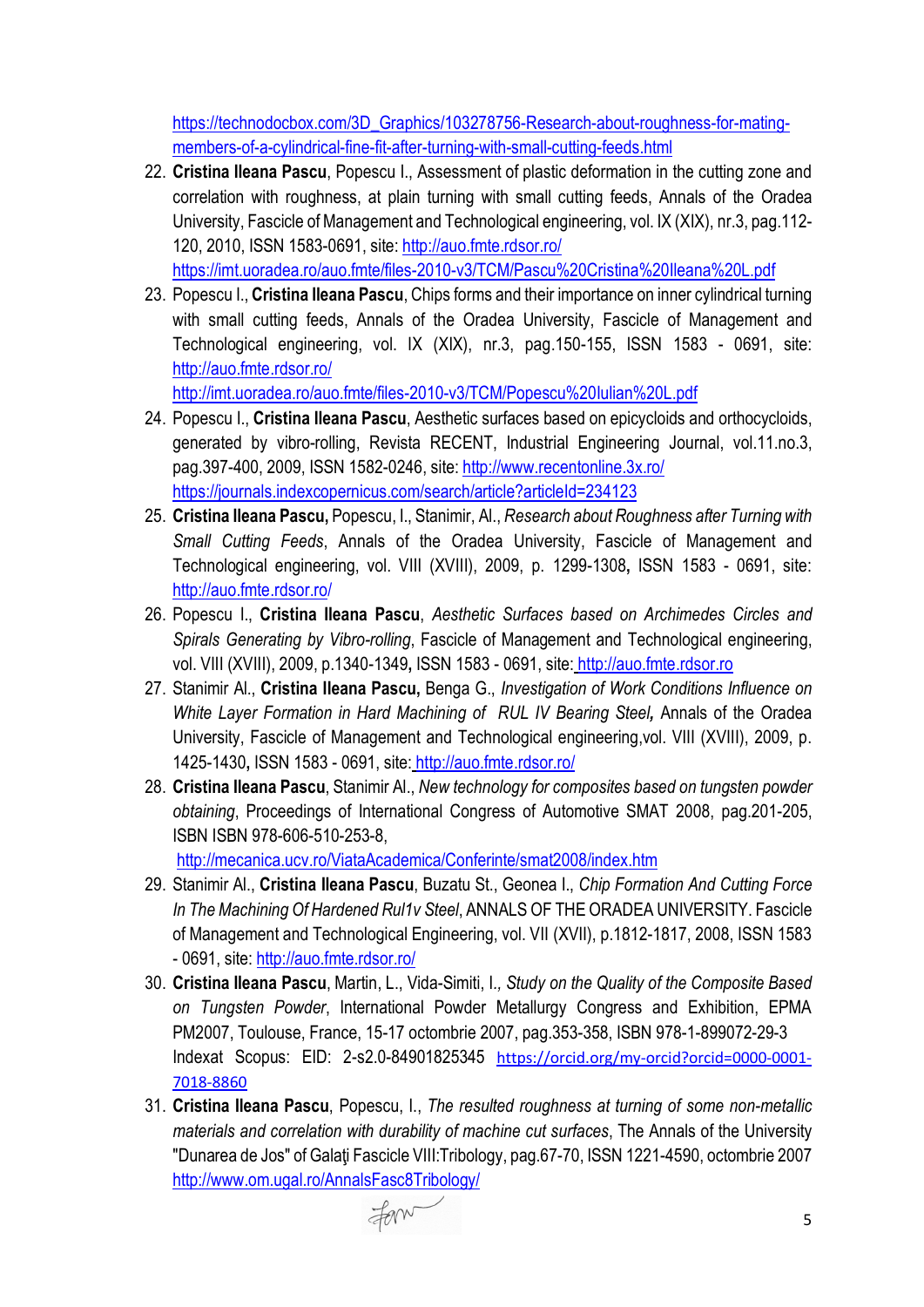https://technodocbox.com/3D_Graphics/103278756-Research-about-roughness-for-mating-members-of-a-cylindrical-fine-fit-after-turning-with-small-cutting-feeds.html

22. **Cristina Ileana Pascu**, Popescu I., Assessment of plastic deformation in the cutting zone and correlation with roughness, at plain turning with small cutting feeds, Annals of the Oradea University, Fascicle of Management and Technological engineering, vol. IX (XIX), nr.3, pag.112-120, 2010, ISSN 1583-0691, site: http://auo.fmte.rdsor.ro/
https://imt.uoradea.ro/auo.fmte/files-2010-v3/TCM/Pascu%20Cristina%20Ileana%20L.pdf
23. Popescu I., **Cristina Ileana Pascu**, Chips forms and their importance on inner cylindrical turning with small cutting feeds, Annals of the Oradea University, Fascicle of Management and Technological engineering, vol. IX (XIX), nr.3, pag.150-155, ISSN 1583 - 0691, site: http://auo.fmte.rdsor.ro/
http://imt.uoradea.ro/auo.fmte/files-2010-v3/TCM/Popescu%20Iulian%20L.pdf
24. Popescu I., **Cristina Ileana Pascu**, Aesthetic surfaces based on epicycloids and orthocycloids, generated by vibro-rolling, Revista RECENT, Industrial Engineering Journal, vol.11.no.3, pag.397-400, 2009, ISSN 1582-0246, site: http://www.recentonline.3x.ro/
https://journals.indexcopernicus.com/search/article?articleId=234123
25. **Cristina Ileana Pascu,** Popescu, I., Stanimir, Al., *Research about Roughness after Turning with Small Cutting Feeds*, Annals of the Oradea University, Fascicle of Management and Technological engineering, vol. VIII (XVIII), 2009, p. 1299-1308**,** ISSN 1583 - 0691, site: http://auo.fmte.rdsor.ro/
26. Popescu I., **Cristina Ileana Pascu**, *Aesthetic Surfaces based on Archimedes Circles and Spirals Generating by Vibro-rolling*, Fascicle of Management and Technological engineering, vol. VIII (XVIII), 2009, p.1340-1349**,** ISSN 1583 - 0691, site: http://auo.fmte.rdsor.ro
27. Stanimir Al., **Cristina Ileana Pascu,** Benga G., *Investigation of Work Conditions Influence on White Layer Formation in Hard Machining of RUL IV Bearing Steel,* Annals of the Oradea University, Fascicle of Management and Technological engineering,vol. VIII (XVIII), 2009, p. 1425-1430**,** ISSN 1583 - 0691, site: http://auo.fmte.rdsor.ro/
28. **Cristina Ileana Pascu**, Stanimir Al., *New technology for composites based on tungsten powder obtaining*, Proceedings of International Congress of Automotive SMAT 2008, pag.201-205, ISBN ISBN 978-606-510-253-8,
http://mecanica.ucv.ro/ViataAcademica/Conferinte/smat2008/index.htm
29. Stanimir Al., **Cristina Ileana Pascu**, Buzatu St., Geonea I., *Chip Formation And Cutting Force In The Machining Of Hardened Rul1v Steel*, ANNALS OF THE ORADEA UNIVERSITY. Fascicle of Management and Technological Engineering, vol. VII (XVII), p.1812-1817, 2008, ISSN 1583 - 0691, site: http://auo.fmte.rdsor.ro/
30. **Cristina Ileana Pascu**, Martin, L., Vida-Simiti, I., *Study on the Quality of the Composite Based on Tungsten Powder*, International Powder Metallurgy Congress and Exhibition, EPMA PM2007, Toulouse, France, 15-17 octombrie 2007, pag.353-358, ISBN 978-1-899072-29-3 Indexat Scopus: EID: 2-s2.0-84901825345 https://orcid.org/my-orcid?orcid=0000-0001-7018-8860
31. **Cristina Ileana Pascu**, Popescu, I., *The resulted roughness at turning of some non-metallic materials and correlation with durability of machine cut surfaces*, The Annals of the University "Dunarea de Jos" of Galaţi Fascicle VIII:Tribology, pag.67-70, ISSN 1221-4590, octombrie 2007 http://www.om.ugal.ro/AnnalsFasc8Tribology/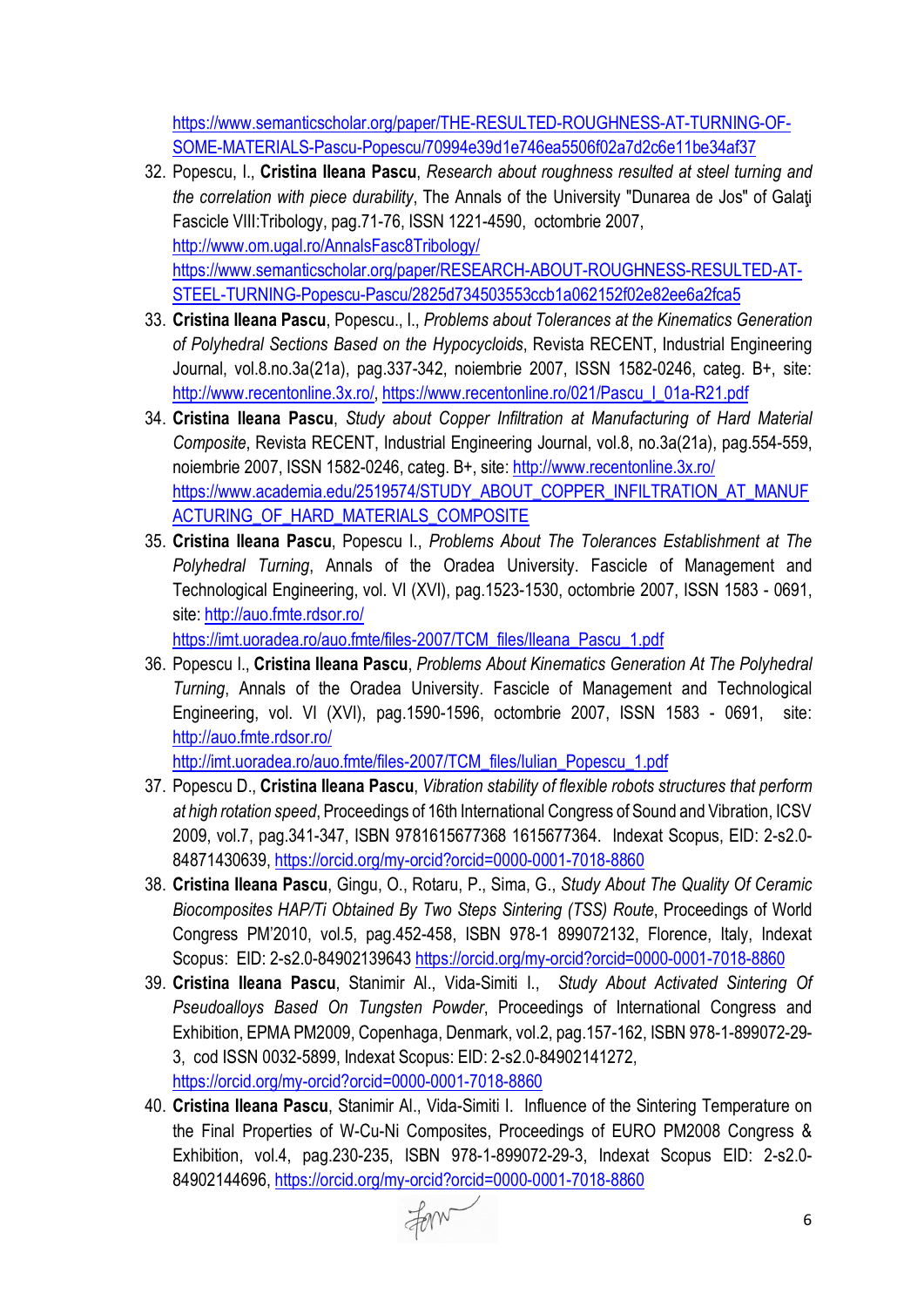https://www.semanticscholar.org/paper/THE-RESULTED-ROUGHNESS-AT-TURNING-OF-SOME-MATERIALS-Pascu-Popescu/70994e39d1e746ea5506f02a7d2c6e11be34af37

32. Popescu, I., **Cristina Ileana Pascu**, *Research about roughness resulted at steel turning and the correlation with piece durability*, The Annals of the University "Dunarea de Jos" of Galaţi Fascicle VIII:Tribology, pag.71-76, ISSN 1221-4590, octombrie 2007, http://www.om.ugal.ro/AnnalsFasc8Tribology/ https://www.semanticscholar.org/paper/RESEARCH-ABOUT-ROUGHNESS-RESULTED-AT-STEEL-TURNING-Popescu-Pascu/2825d734503553ccb1a062152f02e82ee6a2fca5
33. **Cristina Ileana Pascu**, Popescu., I., *Problems about Tolerances at the Kinematics Generation of Polyhedral Sections Based on the Hypocycloids*, Revista RECENT, Industrial Engineering Journal, vol.8.no.3a(21a), pag.337-342, noiembrie 2007, ISSN 1582-0246, categ. B+, site: http://www.recentonline.3x.ro/, https://www.recentonline.ro/021/Pascu_I_01a-R21.pdf
34. **Cristina Ileana Pascu**, *Study about Copper Infiltration at Manufacturing of Hard Material Composite*, Revista RECENT, Industrial Engineering Journal, vol.8, no.3a(21a), pag.554-559, noiembrie 2007, ISSN 1582-0246, categ. B+, site: http://www.recentonline.3x.ro/ https://www.academia.edu/2519574/STUDY_ABOUT_COPPER_INFILTRATION_AT_MANUFACTURING_OF_HARD_MATERIALS_COMPOSITE
35. **Cristina Ileana Pascu**, Popescu I., *Problems About The Tolerances Establishment at The Polyhedral Turning*, Annals of the Oradea University. Fascicle of Management and Technological Engineering, vol. VI (XVI), pag.1523-1530, octombrie 2007, ISSN 1583 - 0691, site: http://auo.fmte.rdsor.ro/ https://imt.uoradea.ro/auo.fmte/files-2007/TCM_files/Ileana_Pascu_1.pdf
36. Popescu I., **Cristina Ileana Pascu**, *Problems About Kinematics Generation At The Polyhedral Turning*, Annals of the Oradea University. Fascicle of Management and Technological Engineering, vol. VI (XVI), pag.1590-1596, octombrie 2007, ISSN 1583 - 0691, site: http://auo.fmte.rdsor.ro/ http://imt.uoradea.ro/auo.fmte/files-2007/TCM_files/Iulian_Popescu_1.pdf
37. Popescu D., **Cristina Ileana Pascu**, *Vibration stability of flexible robots structures that perform at high rotation speed*, Proceedings of 16th International Congress of Sound and Vibration, ICSV 2009, vol.7, pag.341-347, ISBN 9781615677368 1615677364. Indexat Scopus, EID: 2-s2.0-84871430639, https://orcid.org/my-orcid?orcid=0000-0001-7018-8860
38. **Cristina Ileana Pascu**, Gingu, O., Rotaru, P., Sima, G., *Study About The Quality Of Ceramic Biocomposites HAP/Ti Obtained By Two Steps Sintering (TSS) Route*, Proceedings of World Congress PM'2010, vol.5, pag.452-458, ISBN 978-1 899072132, Florence, Italy, Indexat Scopus: EID: 2-s2.0-84902139643 https://orcid.org/my-orcid?orcid=0000-0001-7018-8860
39. **Cristina Ileana Pascu**, Stanimir Al., Vida-Simiti I., *Study About Activated Sintering Of Pseudoalloys Based On Tungsten Powder*, Proceedings of International Congress and Exhibition, EPMA PM2009, Copenhaga, Denmark, vol.2, pag.157-162, ISBN 978-1-899072-29-3, cod ISSN 0032-5899, Indexat Scopus: EID: 2-s2.0-84902141272, https://orcid.org/my-orcid?orcid=0000-0001-7018-8860
40. **Cristina Ileana Pascu**, Stanimir Al., Vida-Simiti I. Influence of the Sintering Temperature on the Final Properties of W-Cu-Ni Composites, Proceedings of EURO PM2008 Congress & Exhibition, vol.4, pag.230-235, ISBN 978-1-899072-29-3, Indexat Scopus EID: 2-s2.0-84902144696, https://orcid.org/my-orcid?orcid=0000-0001-7018-8860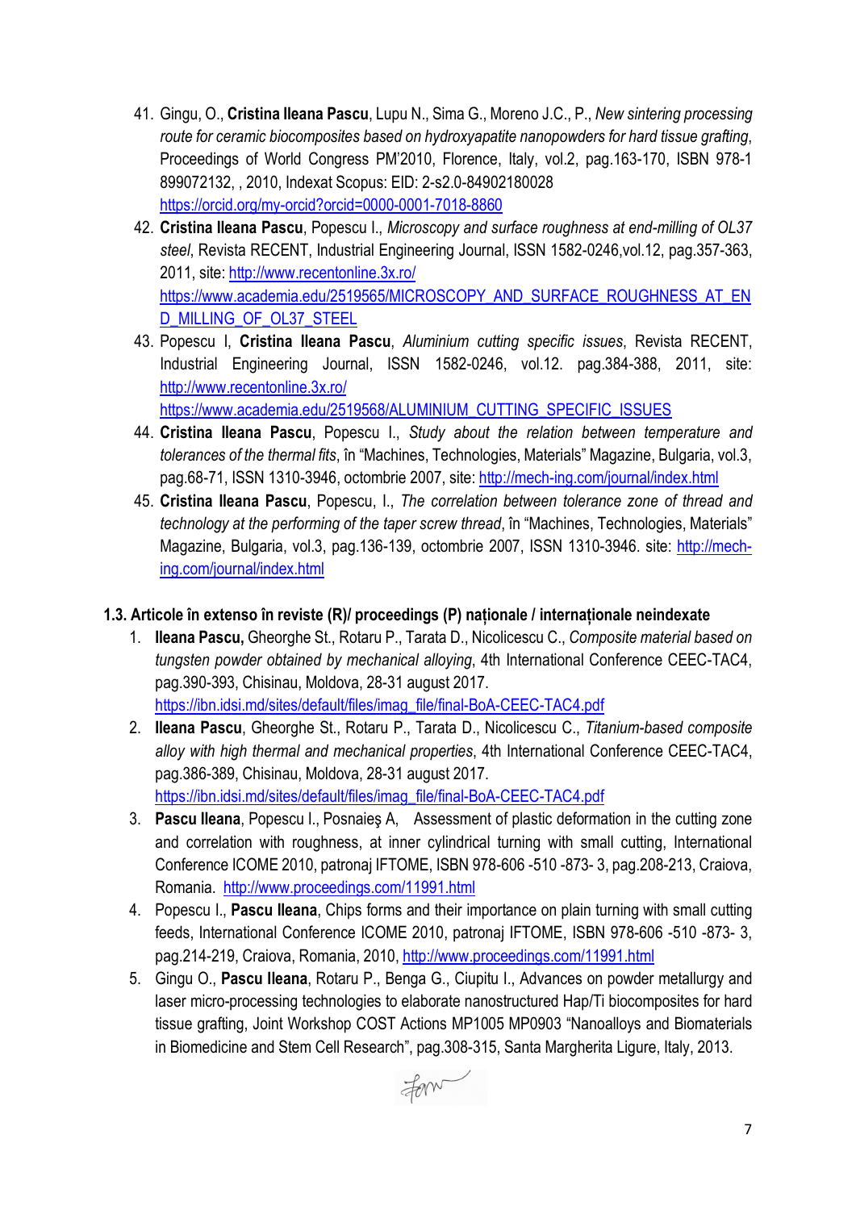41. Gingu, O., **Cristina Ileana Pascu**, Lupu N., Sima G., Moreno J.C., P., *New sintering processing route for ceramic biocomposites based on hydroxyapatite nanopowders for hard tissue grafting*, Proceedings of World Congress PM'2010, Florence, Italy, vol.2, pag.163-170, ISBN 978-1 899072132, , 2010, Indexat Scopus: EID: 2-s2.0-84902180028 https://orcid.org/my-orcid?orcid=0000-0001-7018-8860
42. **Cristina Ileana Pascu**, Popescu I., *Microscopy and surface roughness at end-milling of OL37 steel*, Revista RECENT, Industrial Engineering Journal, ISSN 1582-0246,vol.12, pag.357-363, 2011, site: http://www.recentonline.3x.ro/ https://www.academia.edu/2519565/MICROSCOPY_AND_SURFACE_ROUGHNESS_AT_END_MILLING_OF_OL37_STEEL
43. Popescu I, **Cristina Ileana Pascu**, *Aluminium cutting specific issues*, Revista RECENT, Industrial Engineering Journal, ISSN 1582-0246, vol.12. pag.384-388, 2011, site: http://www.recentonline.3x.ro/ https://www.academia.edu/2519568/ALUMINIUM_CUTTING_SPECIFIC_ISSUES
44. **Cristina Ileana Pascu**, Popescu I., *Study about the relation between temperature and tolerances of the thermal fits*, în "Machines, Technologies, Materials" Magazine, Bulgaria, vol.3, pag.68-71, ISSN 1310-3946, octombrie 2007, site: http://mech-ing.com/journal/index.html
45. **Cristina Ileana Pascu**, Popescu, I., *The correlation between tolerance zone of thread and technology at the performing of the taper screw thread*, în "Machines, Technologies, Materials" Magazine, Bulgaria, vol.3, pag.136-139, octombrie 2007, ISSN 1310-3946. site: http://mech-ing.com/journal/index.html

### 1.3. Articole în extenso în reviste (R)/ proceedings (P) naționale / internaționale neindexate

1. **Ileana Pascu,** Gheorghe St., Rotaru P., Tarata D., Nicolicescu C., *Composite material based on tungsten powder obtained by mechanical alloying*, 4th International Conference CEEC-TAC4, pag.390-393, Chisinau, Moldova, 28-31 august 2017. https://ibn.idsi.md/sites/default/files/imag_file/final-BoA-CEEC-TAC4.pdf
2. **Ileana Pascu**, Gheorghe St., Rotaru P., Tarata D., Nicolicescu C., *Titanium-based composite alloy with high thermal and mechanical properties*, 4th International Conference CEEC-TAC4, pag.386-389, Chisinau, Moldova, 28-31 august 2017. https://ibn.idsi.md/sites/default/files/imag_file/final-BoA-CEEC-TAC4.pdf
3. **Pascu Ileana**, Popescu I., Posnaieş A, Assessment of plastic deformation in the cutting zone and correlation with roughness, at inner cylindrical turning with small cutting, International Conference ICOME 2010, patronaj IFTOME, ISBN 978-606 -510 -873- 3, pag.208-213, Craiova, Romania. http://www.proceedings.com/11991.html
4. Popescu I., **Pascu Ileana**, Chips forms and their importance on plain turning with small cutting feeds, International Conference ICOME 2010, patronaj IFTOME, ISBN 978-606 -510 -873- 3, pag.214-219, Craiova, Romania, 2010, http://www.proceedings.com/11991.html
5. Gingu O., **Pascu Ileana**, Rotaru P., Benga G., Ciupitu I., Advances on powder metallurgy and laser micro-processing technologies to elaborate nanostructured Hap/Ti biocomposites for hard tissue grafting, Joint Workshop COST Actions MP1005 MP0903 "Nanoalloys and Biomaterials in Biomedicine and Stem Cell Research", pag.308-315, Santa Margherita Ligure, Italy, 2013.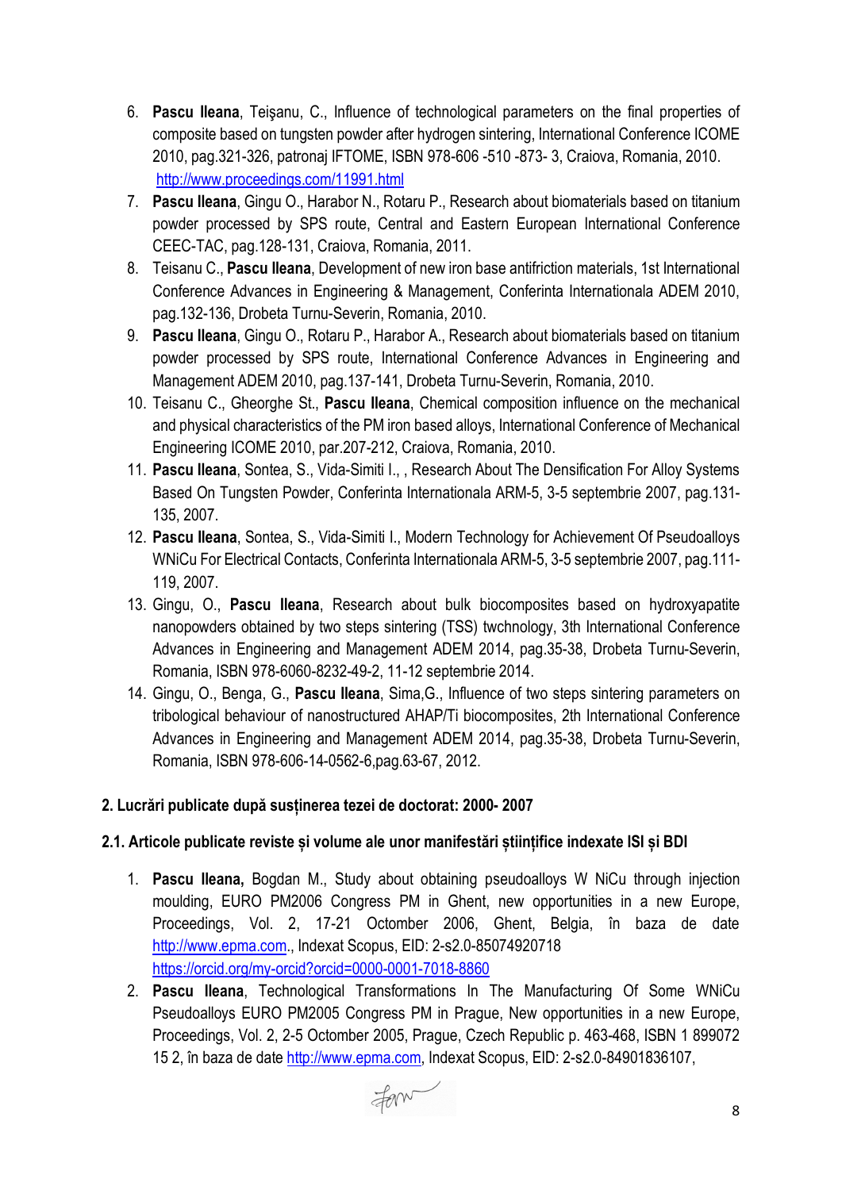6. **Pascu Ileana**, Teişanu, C., Influence of technological parameters on the final properties of composite based on tungsten powder after hydrogen sintering, International Conference ICOME 2010, pag.321-326, patronaj IFTOME, ISBN 978-606 -510 -873- 3, Craiova, Romania, 2010. http://www.proceedings.com/11991.html
7. **Pascu Ileana**, Gingu O., Harabor N., Rotaru P., Research about biomaterials based on titanium powder processed by SPS route, Central and Eastern European International Conference CEEC-TAC, pag.128-131, Craiova, Romania, 2011.
8. Teisanu C., **Pascu Ileana**, Development of new iron base antifriction materials, 1st International Conference Advances in Engineering & Management, Conferinta Internationala ADEM 2010, pag.132-136, Drobeta Turnu-Severin, Romania, 2010.
9. **Pascu Ileana**, Gingu O., Rotaru P., Harabor A., Research about biomaterials based on titanium powder processed by SPS route, International Conference Advances in Engineering and Management ADEM 2010, pag.137-141, Drobeta Turnu-Severin, Romania, 2010.
10. Teisanu C., Gheorghe St., **Pascu Ileana**, Chemical composition influence on the mechanical and physical characteristics of the PM iron based alloys, International Conference of Mechanical Engineering ICOME 2010, par.207-212, Craiova, Romania, 2010.
11. **Pascu Ileana**, Sontea, S., Vida-Simiti I., , Research About The Densification For Alloy Systems Based On Tungsten Powder, Conferinta Internationala ARM-5, 3-5 septembrie 2007, pag.131-135, 2007.
12. **Pascu Ileana**, Sontea, S., Vida-Simiti I., Modern Technology for Achievement Of Pseudoalloys WNiCu For Electrical Contacts, Conferinta Internationala ARM-5, 3-5 septembrie 2007, pag.111-119, 2007.
13. Gingu, O., **Pascu Ileana**, Research about bulk biocomposites based on hydroxyapatite nanopowders obtained by two steps sintering (TSS) twchnology, 3th International Conference Advances in Engineering and Management ADEM 2014, pag.35-38, Drobeta Turnu-Severin, Romania, ISBN 978-6060-8232-49-2, 11-12 septembrie 2014.
14. Gingu, O., Benga, G., **Pascu Ileana**, Sima,G., Influence of two steps sintering parameters on tribological behaviour of nanostructured AHAP/Ti biocomposites, 2th International Conference Advances in Engineering and Management ADEM 2014, pag.35-38, Drobeta Turnu-Severin, Romania, ISBN 978-606-14-0562-6,pag.63-67, 2012.

## 2. Lucrări publicate după susținerea tezei de doctorat: 2000- 2007

### 2.1. Articole publicate reviste și volume ale unor manifestări științifice indexate ISI și BDI

1. **Pascu Ileana,** Bogdan M., Study about obtaining pseudoalloys W NiCu through injection moulding, EURO PM2006 Congress PM in Ghent, new opportunities in a new Europe, Proceedings, Vol. 2, 17-21 Octomber 2006, Ghent, Belgia, în baza de date http://www.epma.com., Indexat Scopus, EID: 2-s2.0-85074920718 https://orcid.org/my-orcid?orcid=0000-0001-7018-8860
2. **Pascu Ileana**, Technological Transformations In The Manufacturing Of Some WNiCu Pseudoalloys EURO PM2005 Congress PM in Prague, New opportunities in a new Europe, Proceedings, Vol. 2, 2-5 Octomber 2005, Prague, Czech Republic p. 463-468, ISBN 1 899072 15 2, în baza de date http://www.epma.com, Indexat Scopus, EID: 2-s2.0-84901836107,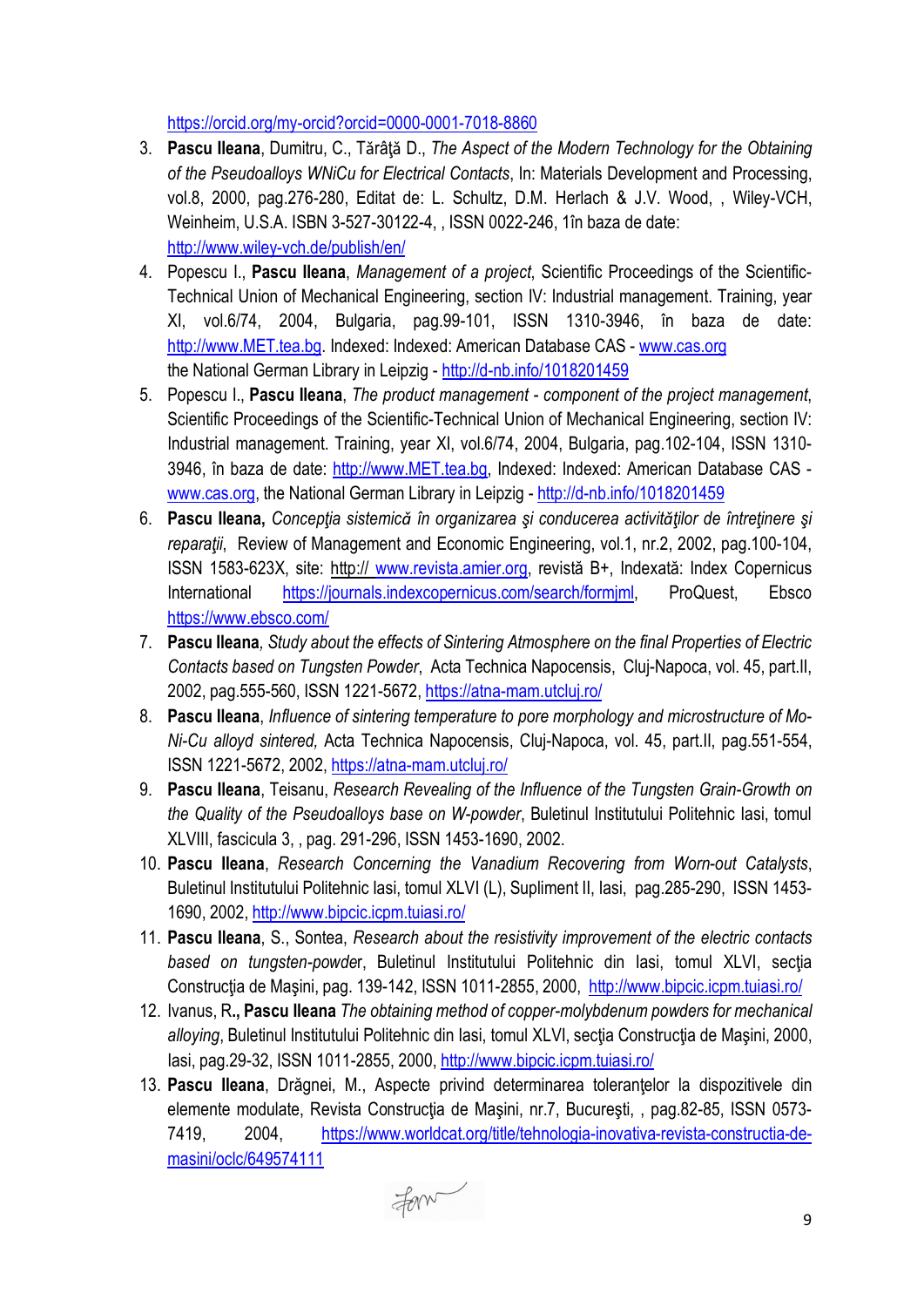https://orcid.org/my-orcid?orcid=0000-0001-7018-8860

3. **Pascu Ileana**, Dumitru, C., Tărâţă D., *The Aspect of the Modern Technology for the Obtaining of the Pseudoalloys WNiCu for Electrical Contacts*, In: Materials Development and Processing, vol.8, 2000, pag.276-280, Editat de: L. Schultz, D.M. Herlach & J.V. Wood, , Wiley-VCH, Weinheim, U.S.A. ISBN 3-527-30122-4, , ISSN 0022-246, 1în baza de date: http://www.wiley-vch.de/publish/en/
4. Popescu I., **Pascu Ileana**, *Management of a project*, Scientific Proceedings of the Scientific-Technical Union of Mechanical Engineering, section IV: Industrial management. Training, year XI, vol.6/74, 2004, Bulgaria, pag.99-101, ISSN 1310-3946, în baza de date: http://www.MET.tea.bg. Indexed: Indexed: American Database CAS - www.cas.org the National German Library in Leipzig - http://d-nb.info/1018201459
5. Popescu I., **Pascu Ileana**, *The product management - component of the project management*, Scientific Proceedings of the Scientific-Technical Union of Mechanical Engineering, section IV: Industrial management. Training, year XI, vol.6/74, 2004, Bulgaria, pag.102-104, ISSN 1310-3946, în baza de date: http://www.MET.tea.bg, Indexed: Indexed: American Database CAS - www.cas.org, the National German Library in Leipzig - http://d-nb.info/1018201459
6. **Pascu Ileana,** *Concepţia sistemică în organizarea şi conducerea activităţilor de întreţinere şi reparaţii*, Review of Management and Economic Engineering, vol.1, nr.2, 2002, pag.100-104, ISSN 1583-623X, site: http:// www.revista.amier.org, revistă B+, Indexată: Index Copernicus International https://journals.indexcopernicus.com/search/formjml, ProQuest, Ebsco https://www.ebsco.com/
7. **Pascu Ileana***, Study about the effects of Sintering Atmosphere on the final Properties of Electric Contacts based on Tungsten Powder*, Acta Technica Napocensis, Cluj-Napoca, vol. 45, part.II, 2002, pag.555-560, ISSN 1221-5672, https://atna-mam.utcluj.ro/
8. **Pascu Ileana**, *Influence of sintering temperature to pore morphology and microstructure of Mo-Ni-Cu alloyd sintered,* Acta Technica Napocensis, Cluj-Napoca, vol. 45, part.II, pag.551-554, ISSN 1221-5672, 2002, https://atna-mam.utcluj.ro/
9. **Pascu Ileana**, Teisanu, *Research Revealing of the Influence of the Tungsten Grain-Growth on the Quality of the Pseudoalloys base on W-powder*, Buletinul Institutului Politehnic Iasi, tomul XLVIII, fascicula 3, , pag. 291-296, ISSN 1453-1690, 2002.
10. **Pascu Ileana**, *Research Concerning the Vanadium Recovering from Worn-out Catalysts*, Buletinul Institutului Politehnic Iasi, tomul XLVI (L), Supliment II, Iasi, pag.285-290, ISSN 1453-1690, 2002, http://www.bipcic.icpm.tuiasi.ro/
11. **Pascu Ileana**, S., Sontea, *Research about the resistivity improvement of the electric contacts based on tungsten-powde*r, Buletinul Institutului Politehnic din Iasi, tomul XLVI, secţia Construcţia de Maşini, pag. 139-142, ISSN 1011-2855, 2000, http://www.bipcic.icpm.tuiasi.ro/
12. Ivanus, R**., Pascu Ileana** *The obtaining method of copper-molybdenum powders for mechanical alloying*, Buletinul Institutului Politehnic din Iasi, tomul XLVI, secţia Construcţia de Maşini, 2000, Iasi, pag.29-32, ISSN 1011-2855, 2000, http://www.bipcic.icpm.tuiasi.ro/
13. **Pascu Ileana**, Drăgnei, M., Aspecte privind determinarea toleranţelor la dispozitivele din elemente modulate, Revista Construcţia de Maşini, nr.7, Bucureşti, , pag.82-85, ISSN 0573-7419, 2004, https://www.worldcat.org/title/tehnologia-inovativa-revista-constructia-de-masini/oclc/649574111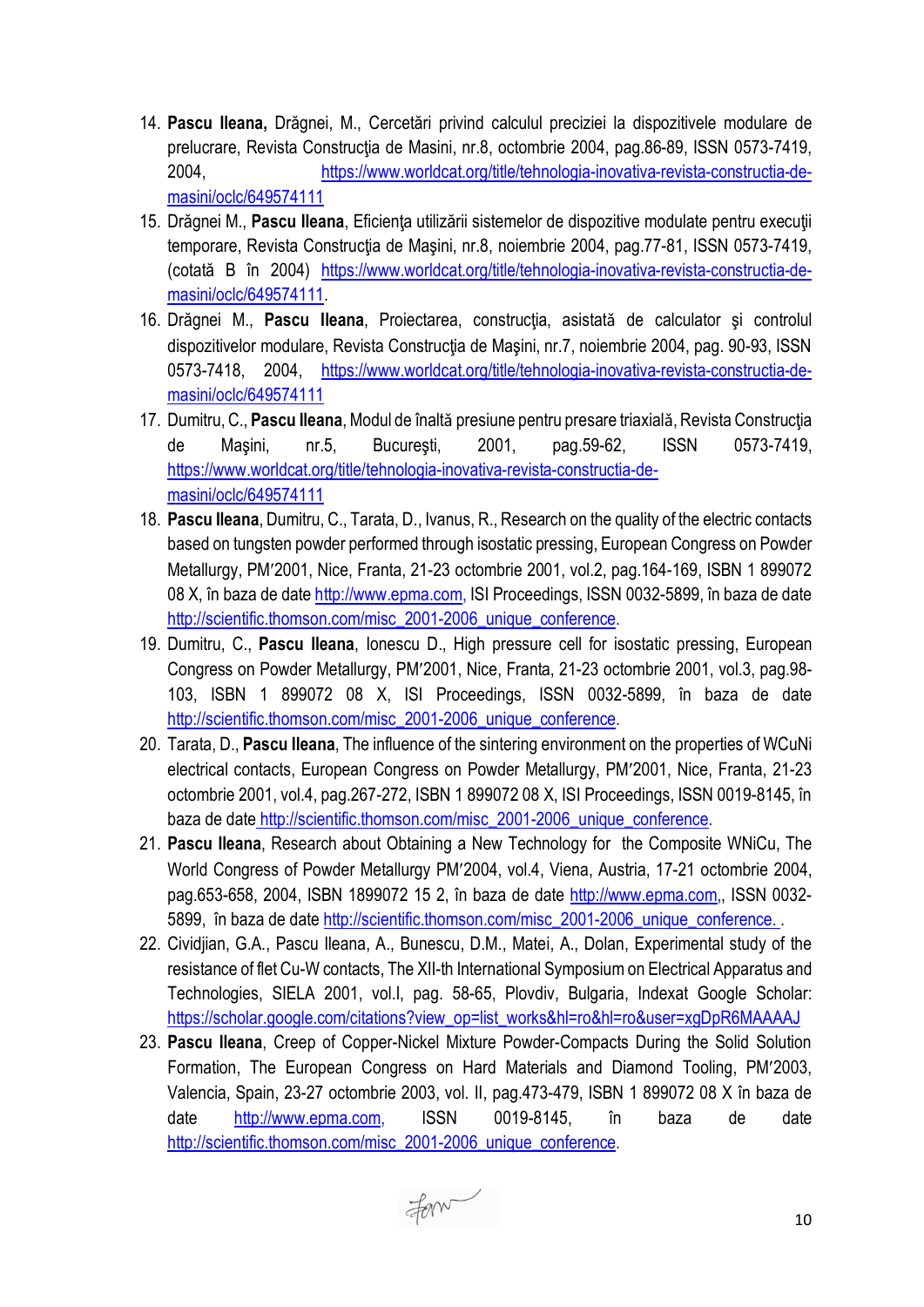14. **Pascu Ileana,** Drăgnei, M., Cercetări privind calculul preciziei la dispozitivele modulare de prelucrare, Revista Construcţia de Masini, nr.8, octombrie 2004, pag.86-89, ISSN 0573-7419, 2004, https://www.worldcat.org/title/tehnologia-inovativa-revista-constructia-de-masini/oclc/649574111
15. Drăgnei M., **Pascu Ileana**, Eficienţa utilizării sistemelor de dispozitive modulate pentru execuţii temporare, Revista Construcţia de Maşini, nr.8, noiembrie 2004, pag.77-81, ISSN 0573-7419, (cotată B în 2004) https://www.worldcat.org/title/tehnologia-inovativa-revista-constructia-de-masini/oclc/649574111.
16. Drăgnei M., **Pascu Ileana**, Proiectarea, construcţia, asistată de calculator şi controlul dispozitivelor modulare, Revista Construcţia de Maşini, nr.7, noiembrie 2004, pag. 90-93, ISSN 0573-7418, 2004, https://www.worldcat.org/title/tehnologia-inovativa-revista-constructia-de-masini/oclc/649574111
17. Dumitru, C., **Pascu Ileana**, Modul de înaltă presiune pentru presare triaxială, Revista Construcţia de Maşini, nr.5, Bucureşti, 2001, pag.59-62, ISSN 0573-7419, https://www.worldcat.org/title/tehnologia-inovativa-revista-constructia-de-masini/oclc/649574111
18. **Pascu Ileana**, Dumitru, C., Tarata, D., Ivanus, R., Research on the quality of the electric contacts based on tungsten powder performed through isostatic pressing, European Congress on Powder Metallurgy, PM′2001, Nice, Franta, 21-23 octombrie 2001, vol.2, pag.164-169, ISBN 1 899072 08 X, în baza de date http://www.epma.com, ISI Proceedings, ISSN 0032-5899, în baza de date http://scientific.thomson.com/misc_2001-2006_unique_conference.
19. Dumitru, C., **Pascu Ileana**, Ionescu D., High pressure cell for isostatic pressing, European Congress on Powder Metallurgy, PM′2001, Nice, Franta, 21-23 octombrie 2001, vol.3, pag.98-103, ISBN 1 899072 08 X, ISI Proceedings, ISSN 0032-5899, în baza de date http://scientific.thomson.com/misc_2001-2006_unique_conference.
20. Tarata, D., **Pascu Ileana**, The influence of the sintering environment on the properties of WCuNi electrical contacts, European Congress on Powder Metallurgy, PM′2001, Nice, Franta, 21-23 octombrie 2001, vol.4, pag.267-272, ISBN 1 899072 08 X, ISI Proceedings, ISSN 0019-8145, în baza de date http://scientific.thomson.com/misc_2001-2006_unique_conference.
21. **Pascu Ileana**, Research about Obtaining a New Technology for the Composite WNiCu, The World Congress of Powder Metallurgy PM′2004, vol.4, Viena, Austria, 17-21 octombrie 2004, pag.653-658, 2004, ISBN 1899072 15 2, în baza de date http://www.epma.com,, ISSN 0032-5899, în baza de date http://scientific.thomson.com/misc_2001-2006_unique_conference. .
22. Cividjian, G.A., Pascu Ileana, A., Bunescu, D.M., Matei, A., Dolan, Experimental study of the resistance of flet Cu-W contacts, The XII-th International Symposium on Electrical Apparatus and Technologies, SIELA 2001, vol.I, pag. 58-65, Plovdiv, Bulgaria, Indexat Google Scholar: https://scholar.google.com/citations?view_op=list_works&hl=ro&hl=ro&user=xgDpR6MAAAAJ
23. **Pascu Ileana**, Creep of Copper-Nickel Mixture Powder-Compacts During the Solid Solution Formation, The European Congress on Hard Materials and Diamond Tooling, PM′2003, Valencia, Spain, 23-27 octombrie 2003, vol. II, pag.473-479, ISBN 1 899072 08 X în baza de date http://www.epma.com, ISSN 0019-8145, în baza de date http://scientific.thomson.com/misc_2001-2006_unique_conference.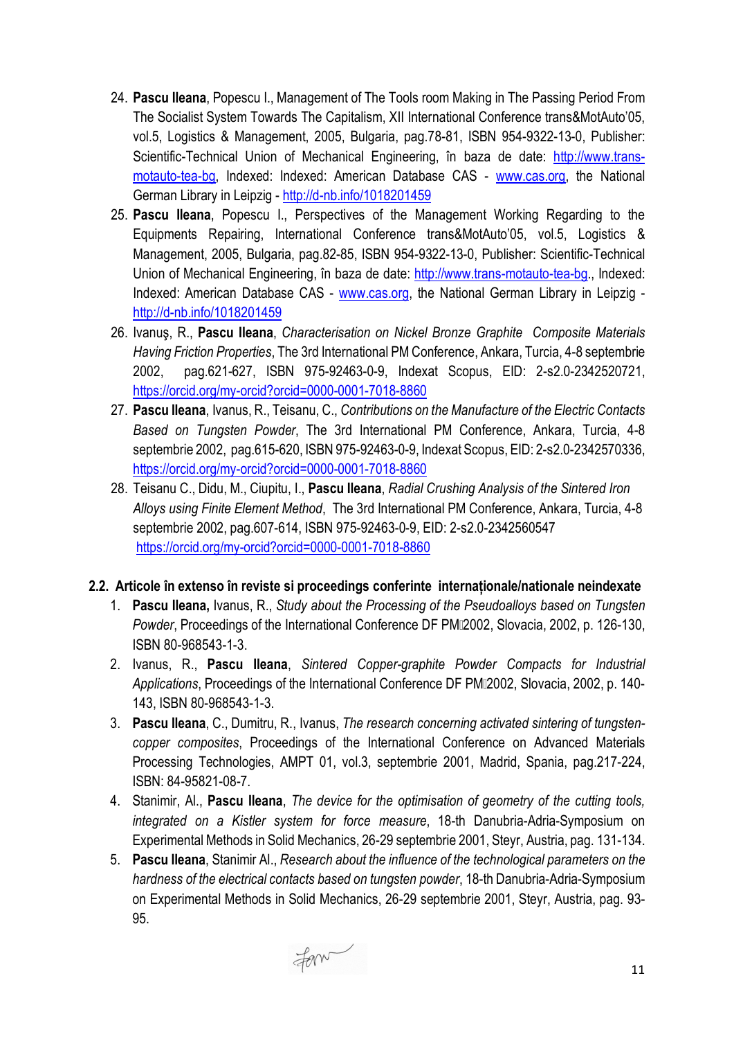24. **Pascu Ileana**, Popescu I., Management of The Tools room Making in The Passing Period From The Socialist System Towards The Capitalism, XII International Conference trans&MotAuto'05, vol.5, Logistics & Management, 2005, Bulgaria, pag.78-81, ISBN 954-9322-13-0, Publisher: Scientific-Technical Union of Mechanical Engineering, în baza de date: http://www.trans-motauto-tea-bg, Indexed: Indexed: American Database CAS - www.cas.org, the National German Library in Leipzig - http://d-nb.info/1018201459
25. **Pascu Ileana**, Popescu I., Perspectives of the Management Working Regarding to the Equipments Repairing, International Conference trans&MotAuto'05, vol.5, Logistics & Management, 2005, Bulgaria, pag.82-85, ISBN 954-9322-13-0, Publisher: Scientific-Technical Union of Mechanical Engineering, în baza de date: http://www.trans-motauto-tea-bg., Indexed: Indexed: American Database CAS - www.cas.org, the National German Library in Leipzig - http://d-nb.info/1018201459
26. Ivanuş, R., **Pascu Ileana**, *Characterisation on Nickel Bronze Graphite Composite Materials Having Friction Properties*, The 3rd International PM Conference, Ankara, Turcia, 4-8 septembrie 2002, pag.621-627, ISBN 975-92463-0-9, Indexat Scopus, EID: 2-s2.0-2342520721, https://orcid.org/my-orcid?orcid=0000-0001-7018-8860
27. **Pascu Ileana**, Ivanus, R., Teisanu, C., *Contributions on the Manufacture of the Electric Contacts Based on Tungsten Powder*, The 3rd International PM Conference, Ankara, Turcia, 4-8 septembrie 2002, pag.615-620, ISBN 975-92463-0-9, Indexat Scopus, EID: 2-s2.0-2342570336, https://orcid.org/my-orcid?orcid=0000-0001-7018-8860
28. Teisanu C., Didu, M., Ciupitu, I., **Pascu Ileana**, *Radial Crushing Analysis of the Sintered Iron Alloys using Finite Element Method*, The 3rd International PM Conference, Ankara, Turcia, 4-8 septembrie 2002, pag.607-614, ISBN 975-92463-0-9, EID: 2-s2.0-2342560547 https://orcid.org/my-orcid?orcid=0000-0001-7018-8860

### 2.2. Articole în extenso în reviste si proceedings conferinte internaționale/nationale neindexate

1. **Pascu Ileana,** Ivanus, R., *Study about the Processing of the Pseudoalloys based on Tungsten Powder*, Proceedings of the International Conference DF PM2002, Slovacia, 2002, p. 126-130, ISBN 80-968543-1-3.
2. Ivanus, R., **Pascu Ileana**, *Sintered Copper-graphite Powder Compacts for Industrial Applications*, Proceedings of the International Conference DF PM2002, Slovacia, 2002, p. 140-143, ISBN 80-968543-1-3.
3. **Pascu Ileana**, C., Dumitru, R., Ivanus, *The research concerning activated sintering of tungsten-copper composites*, Proceedings of the International Conference on Advanced Materials Processing Technologies, AMPT 01, vol.3, septembrie 2001, Madrid, Spania, pag.217-224, ISBN: 84-95821-08-7.
4. Stanimir, Al., **Pascu Ileana**, *The device for the optimisation of geometry of the cutting tools, integrated on a Kistler system for force measure*, 18-th Danubria-Adria-Symposium on Experimental Methods in Solid Mechanics, 26-29 septembrie 2001, Steyr, Austria, pag. 131-134.
5. **Pascu Ileana**, Stanimir Al., *Research about the influence of the technological parameters on the hardness of the electrical contacts based on tungsten powder*, 18-th Danubria-Adria-Symposium on Experimental Methods in Solid Mechanics, 26-29 septembrie 2001, Steyr, Austria, pag. 93-95.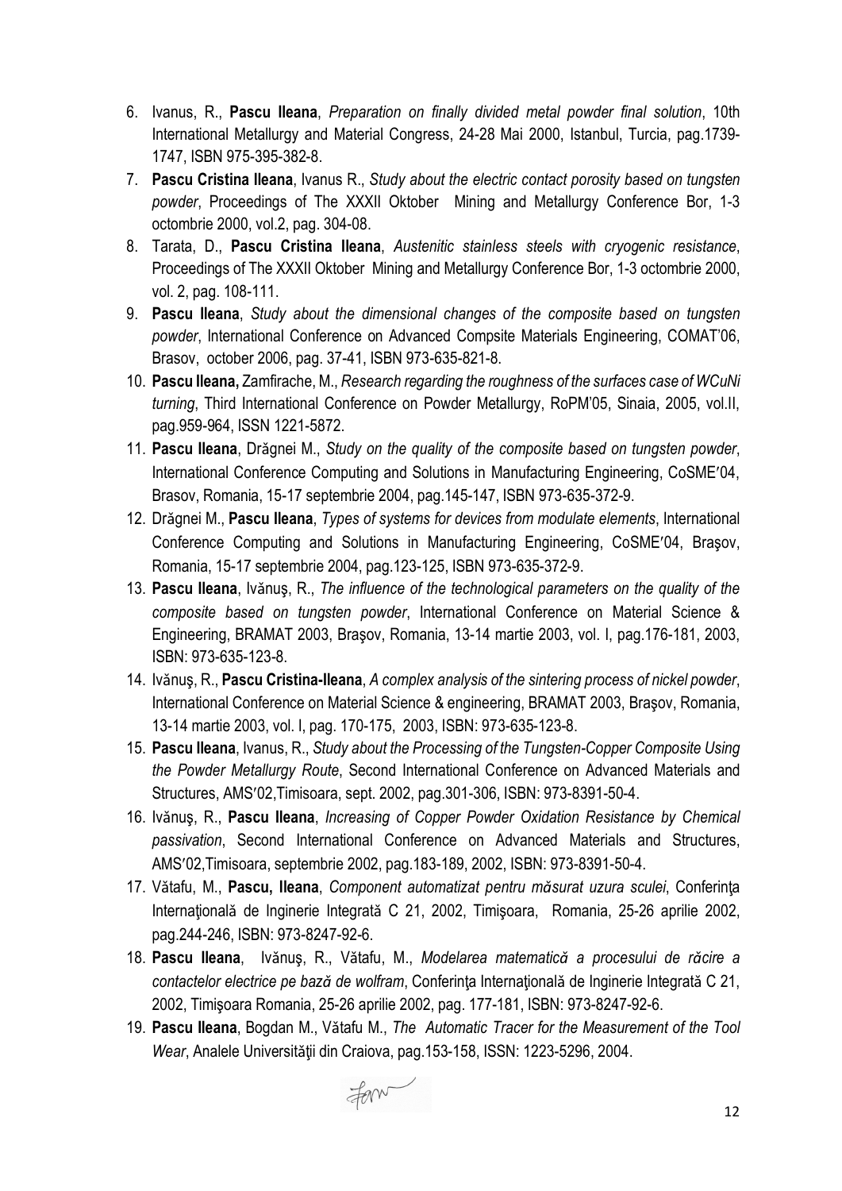6. Ivanus, R., **Pascu Ileana**, *Preparation on finally divided metal powder final solution*, 10th International Metallurgy and Material Congress, 24-28 Mai 2000, Istanbul, Turcia, pag.1739-1747, ISBN 975-395-382-8.
7. **Pascu Cristina Ileana**, Ivanus R., *Study about the electric contact porosity based on tungsten powder*, Proceedings of The XXXII Oktober Mining and Metallurgy Conference Bor, 1-3 octombrie 2000, vol.2, pag. 304-08.
8. Tarata, D., **Pascu Cristina Ileana**, *Austenitic stainless steels with cryogenic resistance*, Proceedings of The XXXII Oktober Mining and Metallurgy Conference Bor, 1-3 octombrie 2000, vol. 2, pag. 108-111.
9. **Pascu Ileana**, *Study about the dimensional changes of the composite based on tungsten powder*, International Conference on Advanced Compsite Materials Engineering, COMAT'06, Brasov, october 2006, pag. 37-41, ISBN 973-635-821-8.
10. **Pascu Ileana,** Zamfirache, M., *Research regarding the roughness of the surfaces case of WCuNi turning*, Third International Conference on Powder Metallurgy, RoPM'05, Sinaia, 2005, vol.II, pag.959-964, ISSN 1221-5872.
11. **Pascu Ileana**, Drăgnei M., *Study on the quality of the composite based on tungsten powder*, International Conference Computing and Solutions in Manufacturing Engineering, CoSME′04, Brasov, Romania, 15-17 septembrie 2004, pag.145-147, ISBN 973-635-372-9.
12. Drăgnei M., **Pascu Ileana**, *Types of systems for devices from modulate elements*, International Conference Computing and Solutions in Manufacturing Engineering, CoSME′04, Braşov, Romania, 15-17 septembrie 2004, pag.123-125, ISBN 973-635-372-9.
13. **Pascu Ileana**, Ivănuş, R., *The influence of the technological parameters on the quality of the composite based on tungsten powder*, International Conference on Material Science & Engineering, BRAMAT 2003, Braşov, Romania, 13-14 martie 2003, vol. I, pag.176-181, 2003, ISBN: 973-635-123-8.
14. Ivănuş, R., **Pascu Cristina-Ileana**, *A complex analysis of the sintering process of nickel powder*, International Conference on Material Science & engineering, BRAMAT 2003, Braşov, Romania, 13-14 martie 2003, vol. I, pag. 170-175, 2003, ISBN: 973-635-123-8.
15. **Pascu Ileana**, Ivanus, R., *Study about the Processing of the Tungsten-Copper Composite Using the Powder Metallurgy Route*, Second International Conference on Advanced Materials and Structures, AMS′02,Timisoara, sept. 2002, pag.301-306, ISBN: 973-8391-50-4.
16. Ivănuş, R., **Pascu Ileana**, *Increasing of Copper Powder Oxidation Resistance by Chemical passivation*, Second International Conference on Advanced Materials and Structures, AMS′02,Timisoara, septembrie 2002, pag.183-189, 2002, ISBN: 973-8391-50-4.
17. Vătafu, M., **Pascu, Ileana**, *Component automatizat pentru măsurat uzura sculei*, Conferinţa Internaţională de Inginerie Integrată C 21, 2002, Timişoara, Romania, 25-26 aprilie 2002, pag.244-246, ISBN: 973-8247-92-6.
18. **Pascu Ileana**, Ivănuş, R., Vătafu, M., *Modelarea matematică a procesului de răcire a contactelor electrice pe bază de wolfram*, Conferinţa Internaţională de Inginerie Integrată C 21, 2002, Timişoara Romania, 25-26 aprilie 2002, pag. 177-181, ISBN: 973-8247-92-6.
19. **Pascu Ileana**, Bogdan M., Vătafu M., *The Automatic Tracer for the Measurement of the Tool Wear*, Analele Universităţii din Craiova, pag.153-158, ISSN: 1223-5296, 2004.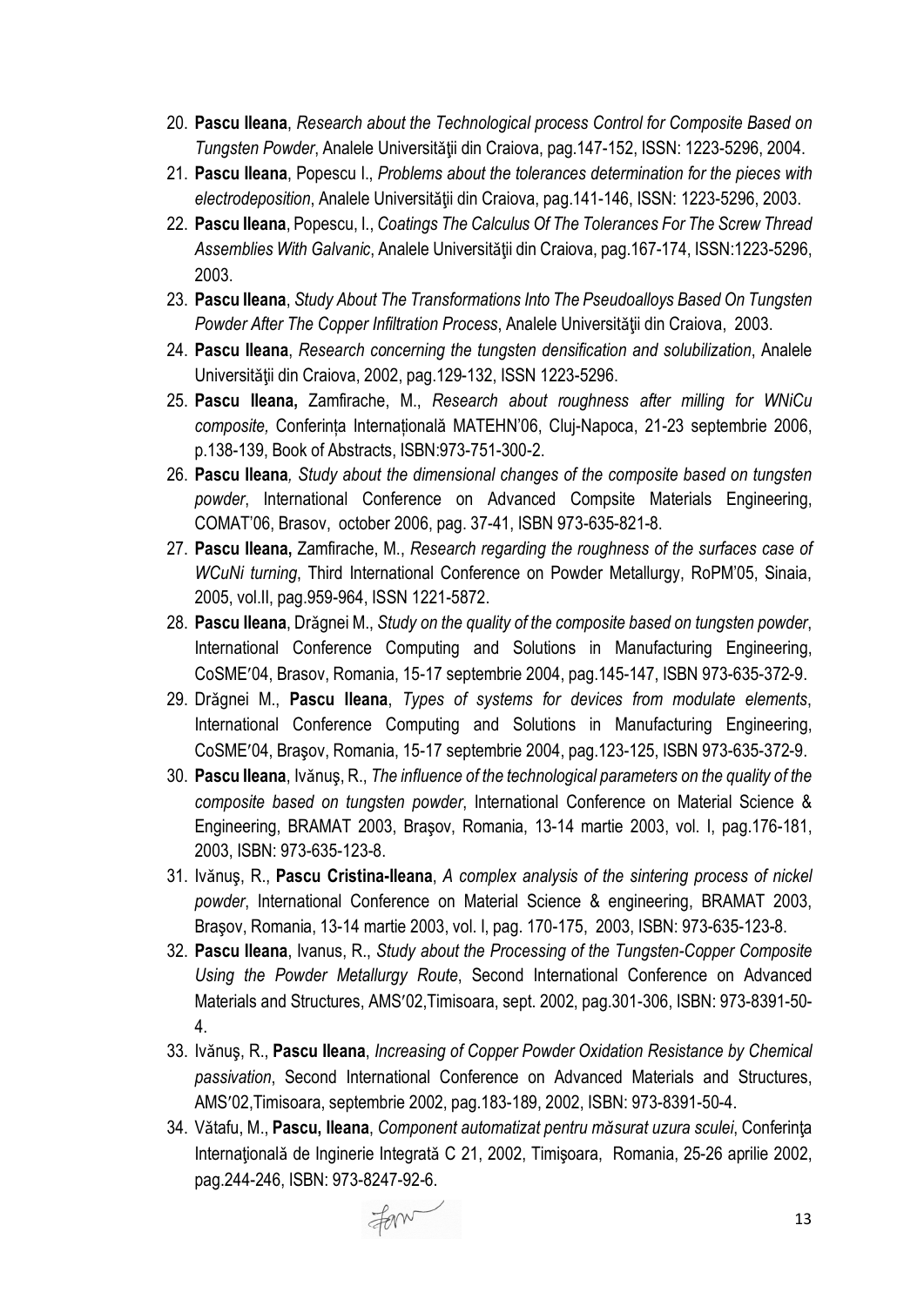20. **Pascu Ileana**, *Research about the Technological process Control for Composite Based on Tungsten Powder*, Analele Universităţii din Craiova, pag.147-152, ISSN: 1223-5296, 2004.
21. **Pascu Ileana**, Popescu I., *Problems about the tolerances determination for the pieces with electrodeposition*, Analele Universităţii din Craiova, pag.141-146, ISSN: 1223-5296, 2003.
22. **Pascu Ileana**, Popescu, I., *Coatings The Calculus Of The Tolerances For The Screw Thread Assemblies With Galvanic*, Analele Universităţii din Craiova, pag.167-174, ISSN:1223-5296, 2003.
23. **Pascu Ileana**, *Study About The Transformations Into The Pseudoalloys Based On Tungsten Powder After The Copper Infiltration Process*, Analele Universităţii din Craiova, 2003.
24. **Pascu Ileana**, *Research concerning the tungsten densification and solubilization*, Analele Universităţii din Craiova, 2002, pag.129-132, ISSN 1223-5296.
25. **Pascu Ileana,** Zamfirache, M., *Research about roughness after milling for WNiCu composite,* Conferința Internațională MATEHN'06, Cluj-Napoca, 21-23 septembrie 2006, p.138-139, Book of Abstracts, ISBN:973-751-300-2.
26. **Pascu Ileana***, Study about the dimensional changes of the composite based on tungsten powder*, International Conference on Advanced Compsite Materials Engineering, COMAT'06, Brasov, october 2006, pag. 37-41, ISBN 973-635-821-8.
27. **Pascu Ileana,** Zamfirache, M., *Research regarding the roughness of the surfaces case of WCuNi turning*, Third International Conference on Powder Metallurgy, RoPM'05, Sinaia, 2005, vol.II, pag.959-964, ISSN 1221-5872.
28. **Pascu Ileana**, Drăgnei M., *Study on the quality of the composite based on tungsten powder*, International Conference Computing and Solutions in Manufacturing Engineering, CoSME′04, Brasov, Romania, 15-17 septembrie 2004, pag.145-147, ISBN 973-635-372-9.
29. Drăgnei M., **Pascu Ileana**, *Types of systems for devices from modulate elements*, International Conference Computing and Solutions in Manufacturing Engineering, CoSME′04, Braşov, Romania, 15-17 septembrie 2004, pag.123-125, ISBN 973-635-372-9.
30. **Pascu Ileana**, Ivănuş, R., *The influence of the technological parameters on the quality of the composite based on tungsten powder*, International Conference on Material Science & Engineering, BRAMAT 2003, Braşov, Romania, 13-14 martie 2003, vol. I, pag.176-181, 2003, ISBN: 973-635-123-8.
31. Ivănuş, R., **Pascu Cristina-Ileana**, *A complex analysis of the sintering process of nickel powder*, International Conference on Material Science & engineering, BRAMAT 2003, Braşov, Romania, 13-14 martie 2003, vol. I, pag. 170-175, 2003, ISBN: 973-635-123-8.
32. **Pascu Ileana**, Ivanus, R., *Study about the Processing of the Tungsten-Copper Composite Using the Powder Metallurgy Route*, Second International Conference on Advanced Materials and Structures, AMS′02,Timisoara, sept. 2002, pag.301-306, ISBN: 973-8391-50-4.
33. Ivănuş, R., **Pascu Ileana**, *Increasing of Copper Powder Oxidation Resistance by Chemical passivation*, Second International Conference on Advanced Materials and Structures, AMS′02,Timisoara, septembrie 2002, pag.183-189, 2002, ISBN: 973-8391-50-4.
34. Vătafu, M., **Pascu, Ileana**, *Component automatizat pentru măsurat uzura sculei*, Conferinţa Internaţională de Inginerie Integrată C 21, 2002, Timişoara, Romania, 25-26 aprilie 2002, pag.244-246, ISBN: 973-8247-92-6.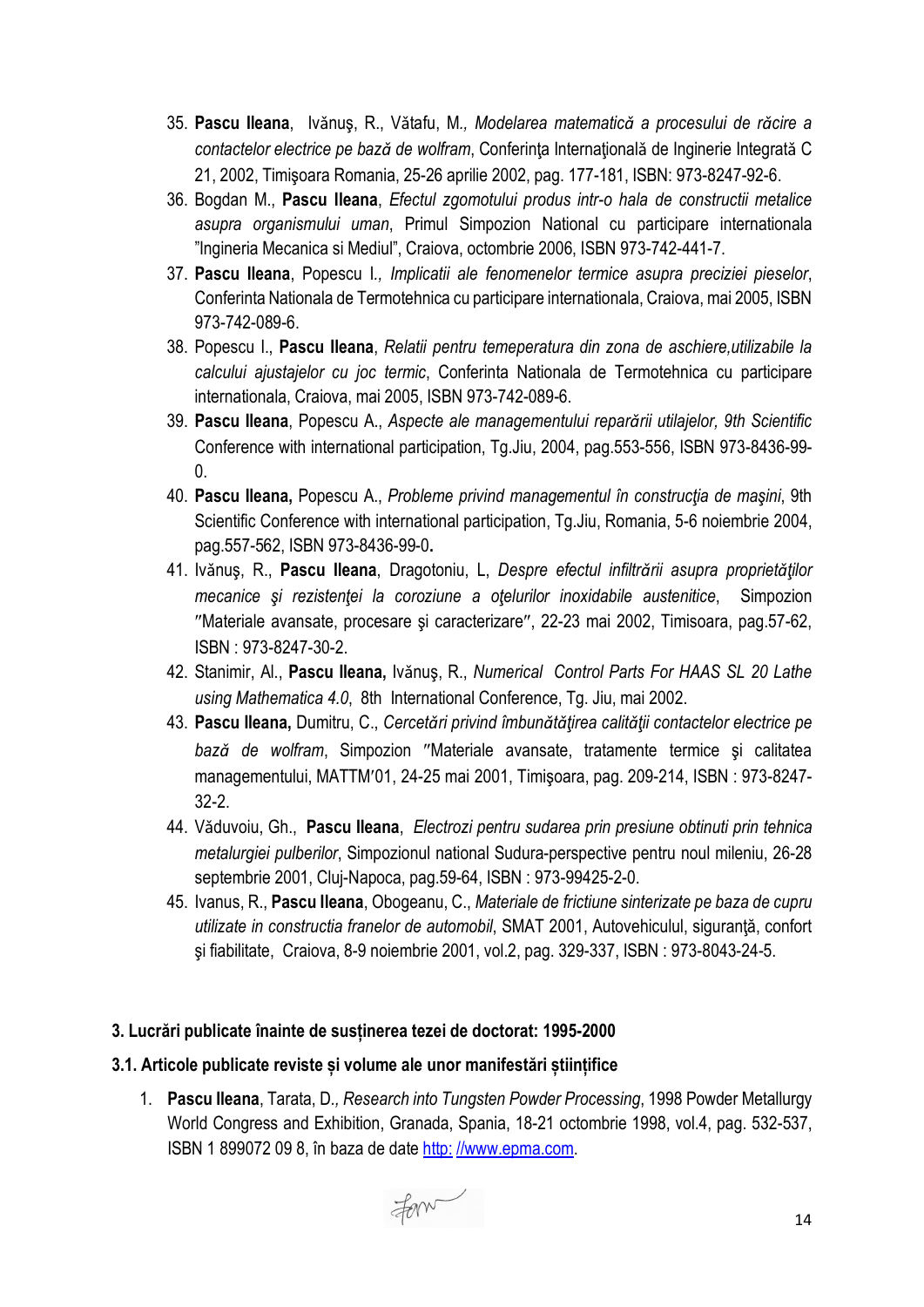35. **Pascu Ileana**, Ivănuş, R., Vătafu, M., *Modelarea matematică a procesului de răcire a contactelor electrice pe bază de wolfram*, Conferinţa Internaţională de Inginerie Integrată C 21, 2002, Timişoara Romania, 25-26 aprilie 2002, pag. 177-181, ISBN: 973-8247-92-6.
36. Bogdan M., **Pascu Ileana**, *Efectul zgomotului produs intr-o hala de constructii metalice asupra organismului uman*, Primul Simpozion National cu participare internationala "Ingineria Mecanica si Mediul", Craiova, octombrie 2006, ISBN 973-742-441-7.
37. **Pascu Ileana**, Popescu I., *Implicatii ale fenomenelor termice asupra preciziei pieselor*, Conferinta Nationala de Termotehnica cu participare internationala, Craiova, mai 2005, ISBN 973-742-089-6.
38. Popescu I., **Pascu Ileana**, *Relatii pentru temeperatura din zona de aschiere,utilizabile la calculul ajustajelor cu joc termic*, Conferinta Nationala de Termotehnica cu participare internationala, Craiova, mai 2005, ISBN 973-742-089-6.
39. **Pascu Ileana**, Popescu A., *Aspecte ale managementului reparării utilajelor, 9th Scientific* Conference with international participation, Tg.Jiu, 2004, pag.553-556, ISBN 973-8436-99-0.
40. **Pascu Ileana,** Popescu A., *Probleme privind managementul în construcţia de maşini*, 9th Scientific Conference with international participation, Tg.Jiu, Romania, 5-6 noiembrie 2004, pag.557-562, ISBN 973-8436-99-0**.**
41. Ivănuş, R., **Pascu Ileana**, Dragotoniu, L, *Despre efectul infiltrării asupra proprietăţilor mecanice şi rezistenţei la coroziune a oţelurilor inoxidabile austenitice*, Simpozion "Materiale avansate, procesare şi caracterizare", 22-23 mai 2002, Timisoara, pag.57-62, ISBN : 973-8247-30-2.
42. Stanimir, Al., **Pascu Ileana,** Ivănuş, R., *Numerical Control Parts For HAAS SL 20 Lathe using Mathematica 4.0*, 8th International Conference, Tg. Jiu, mai 2002.
43. **Pascu Ileana,** Dumitru, C., *Cercetări privind îmbunătăţirea calităţii contactelor electrice pe bază de wolfram*, Simpozion "Materiale avansate, tratamente termice şi calitatea managementului, MATTM'01, 24-25 mai 2001, Timişoara, pag. 209-214, ISBN : 973-8247-32-2.
44. Văduvoiu, Gh., **Pascu Ileana**, *Electrozi pentru sudarea prin presiune obtinuti prin tehnica metalurgiei pulberilor*, Simpozionul national Sudura-perspective pentru noul mileniu, 26-28 septembrie 2001, Cluj-Napoca, pag.59-64, ISBN : 973-99425-2-0.
45. Ivanus, R., **Pascu Ileana**, Obogeanu, C., *Materiale de frictiune sinterizate pe baza de cupru utilizate in constructia franelor de automobil*, SMAT 2001, Autovehiculul, siguranţă, confort şi fiabilitate, Craiova, 8-9 noiembrie 2001, vol.2, pag. 329-337, ISBN : 973-8043-24-5.

## 3. Lucrări publicate înainte de susținerea tezei de doctorat: 1995-2000

### 3.1. Articole publicate reviste și volume ale unor manifestări științifice

1. **Pascu Ileana**, Tarata, D., *Research into Tungsten Powder Processing*, 1998 Powder Metallurgy World Congress and Exhibition, Granada, Spania, 18-21 octombrie 1998, vol.4, pag. 532-537, ISBN 1 899072 09 8, în baza de date http: //www.epma.com.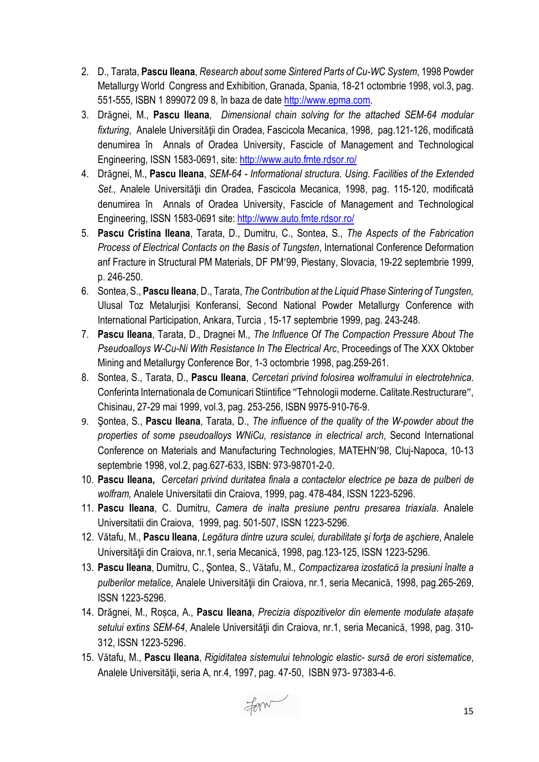2. D., Tarata, **Pascu Ileana**, *Research about some Sintered Parts of Cu-WC System*, 1998 Powder Metallurgy World Congress and Exhibition, Granada, Spania, 18-21 octombrie 1998, vol.3, pag. 551-555, ISBN 1 899072 09 8, în baza de date http://www.epma.com.
3. Drăgnei, M., **Pascu Ileana**, *Dimensional chain solving for the attached SEM-64 modular fixturing*, Analele Universităţii din Oradea, Fascicola Mecanica, 1998, pag.121-126, modificată denumirea în Annals of Oradea University, Fascicle of Management and Technological Engineering, ISSN 1583-0691, site: http://www.auto.fmte.rdsor.ro/
4. Drăgnei, M., **Pascu Ileana**, *SEM-64 - Informational structura. Using. Facilities of the Extended Set.*, Analele Universităţii din Oradea, Fascicola Mecanica, 1998, pag. 115-120, modificată denumirea în Annals of Oradea University, Fascicle of Management and Technological Engineering, ISSN 1583-0691 site: http://www.auto.fmte.rdsor.ro/
5. **Pascu Cristina Ileana**, Tarata, D., Dumitru, C., Sontea, S., *The Aspects of the Fabrication Process of Electrical Contacts on the Basis of Tungsten*, International Conference Deformation anf Fracture in Structural PM Materials, DF PM′99, Piestany, Slovacia, 19-22 septembrie 1999, p. 246-250.
6. Sontea, S., **Pascu Ileana**, D., Tarata, *The Contribution at the Liquid Phase Sintering of Tungsten,* Ulusal Toz Metalurjisi Konferansi, Second National Powder Metallurgy Conference with International Participation, Ankara, Turcia , 15-17 septembrie 1999, pag. 243-248.
7. **Pascu Ileana**, Tarata, D., Dragnei M., *The Influence Of The Compaction Pressure About The Pseudoalloys W-Cu-Ni With Resistance In The Electrical Arc*, Proceedings of The XXX Oktober Mining and Metallurgy Conference Bor, 1-3 octombrie 1998, pag.259-261.
8. Sontea, S., Tarata, D., **Pascu Ileana**, *Cercetari privind folosirea wolframului in electrotehnica*. Conferinta Internationala de Comunicari Stiintifice ″Tehnologii moderne. Calitate.Restructurare″, Chisinau, 27-29 mai 1999, vol.3, pag. 253-256, ISBN 9975-910-76-9.
9. Şontea, S., **Pascu Ileana**, Tarata, D., *The influence of the quality of the W-powder about the properties of some pseudoalloys WNiCu, resistance in electrical arch*, Second International Conference on Materials and Manufacturing Technologies, MATEHN′98, Cluj-Napoca, 10-13 septembrie 1998, vol.2, pag.627-633, ISBN: 973-98701-2-0.
10. **Pascu Ileana,** *Cercetari privind duritatea finala a contactelor electrice pe baza de pulberi de wolfram,* Analele Universitatii din Craiova, 1999, pag. 478-484, ISSN 1223-5296.
11. **Pascu Ileana**, C. Dumitru, *Camera de inalta presiune pentru presarea triaxiala*. Analele Universitatii din Craiova, 1999, pag. 501-507, ISSN 1223-5296.
12. Vătafu, M., **Pascu Ileana**, *Legătura dintre uzura sculei, durabilitate şi forţa de aşchiere*, Analele Universităţii din Craiova, nr.1, seria Mecanică, 1998, pag.123-125, ISSN 1223-5296.
13. **Pascu Ileana**, Dumitru, C., Şontea, S., Vătafu, M.*, Compactizarea izostatică la presiuni înalte a pulberilor metalice*, Analele Universităţii din Craiova, nr.1, seria Mecanică, 1998, pag.265-269, ISSN 1223-5296.
14. Drăgnei, M., Roșca, A., **Pascu Ileana**, *Precizia dispozitivelor din elemente modulate atașate setului extins SEM-64*, Analele Universităţii din Craiova, nr.1, seria Mecanică, 1998, pag. 310-312, ISSN 1223-5296.
15. Vătafu, M., **Pascu Ileana**, *Rigiditatea sistemului tehnologic elastic- sursă de erori sistematice*, Analele Universităţii, seria A, nr.4, 1997, pag. 47-50, ISBN 973- 97383-4-6.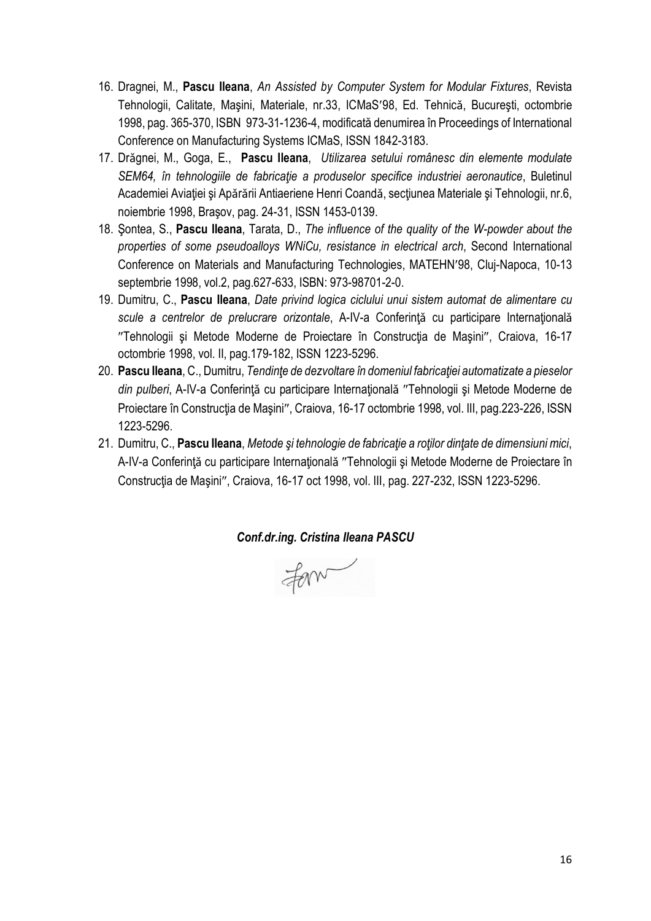16. Dragnei, M., **Pascu Ileana**, *An Assisted by Computer System for Modular Fixtures*, Revista Tehnologii, Calitate, Maşini, Materiale, nr.33, ICMaS′98, Ed. Tehnică, Bucureşti, octombrie 1998, pag. 365-370, ISBN 973-31-1236-4, modificată denumirea în Proceedings of International Conference on Manufacturing Systems ICMaS, ISSN 1842-3183.
17. Drăgnei, M., Goga, E., **Pascu Ileana**, *Utilizarea setului românesc din elemente modulate SEM64, în tehnologiile de fabricaţie a produselor specifice industriei aeronautice*, Buletinul Academiei Aviaţiei şi Apărării Antiaeriene Henri Coandă, secţiunea Materiale şi Tehnologii, nr.6, noiembrie 1998, Braşov, pag. 24-31, ISSN 1453-0139.
18. Şontea, S., **Pascu Ileana**, Tarata, D., *The influence of the quality of the W-powder about the properties of some pseudoalloys WNiCu, resistance in electrical arch*, Second International Conference on Materials and Manufacturing Technologies, MATEHN′98, Cluj-Napoca, 10-13 septembrie 1998, vol.2, pag.627-633, ISBN: 973-98701-2-0.
19. Dumitru, C., **Pascu Ileana**, *Date privind logica ciclului unui sistem automat de alimentare cu scule a centrelor de prelucrare orizontale*, A-IV-a Conferinţă cu participare Internaţională ″Tehnologii şi Metode Moderne de Proiectare în Construcţia de Maşini″, Craiova, 16-17 octombrie 1998, vol. II, pag.179-182, ISSN 1223-5296.
20. **Pascu Ileana**, C., Dumitru, *Tendinţe de dezvoltare în domeniul fabricaţiei automatizate a pieselor din pulberi*, A-IV-a Conferinţă cu participare Internaţională ″Tehnologii şi Metode Moderne de Proiectare în Construcţia de Maşini″, Craiova, 16-17 octombrie 1998, vol. III, pag.223-226, ISSN 1223-5296.
21. Dumitru, C., **Pascu Ileana**, *Metode şi tehnologie de fabricaţie a roţilor dinţate de dimensiuni mici*, A-IV-a Conferinţă cu participare Internaţională ″Tehnologii şi Metode Moderne de Proiectare în Construcţia de Maşini″, Craiova, 16-17 oct 1998, vol. III, pag. 227-232, ISSN 1223-5296.

***Conf.dr.ing. Cristina Ileana PASCU***